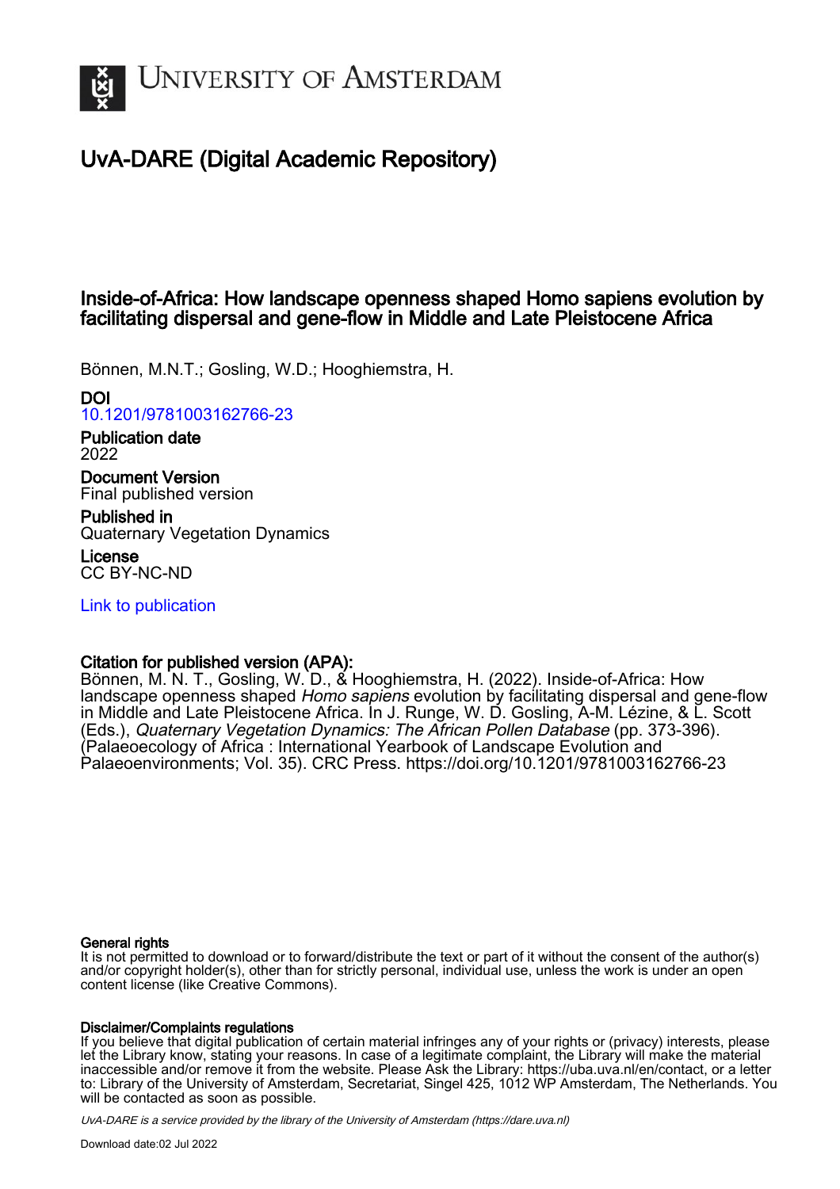# University of Amsterdam

## UvA-DARE (Digital Academic Repository)

### Inside-of-Africa: How landscape openness shaped Homo sapiens evolution by facilitating dispersal and gene-flow in Middle and Late Pleistocene Africa

Bönnen, M.N.T.; Gosling, W.D.; Hooghiemstra, H.

**DOI**
10.1201/9781003162766-23

**Publication date**
2022

**Document Version**
Final published version

**Published in**
Quaternary Vegetation Dynamics

**License**
CC BY-NC-ND

Link to publication

**Citation for published version (APA):**
Bönnen, M. N. T., Gosling, W. D., & Hooghiemstra, H. (2022). Inside-of-Africa: How landscape openness shaped *Homo sapiens* evolution by facilitating dispersal and gene-flow in Middle and Late Pleistocene Africa. In J. Runge, W. D. Gosling, A-M. Lézine, & L. Scott (Eds.), *Quaternary Vegetation Dynamics: The African Pollen Database* (pp. 373-396). (Palaeoecology of Africa : International Yearbook of Landscape Evolution and Palaeoenvironments; Vol. 35). CRC Press. https://doi.org/10.1201/9781003162766-23

**General rights**
It is not permitted to download or to forward/distribute the text or part of it without the consent of the author(s) and/or copyright holder(s), other than for strictly personal, individual use, unless the work is under an open content license (like Creative Commons).

**Disclaimer/Complaints regulations**
If you believe that digital publication of certain material infringes any of your rights or (privacy) interests, please let the Library know, stating your reasons. In case of a legitimate complaint, the Library will make the material inaccessible and/or remove it from the website. Please Ask the Library: https://uba.uva.nl/en/contact, or a letter to: Library of the University of Amsterdam, Secretariat, Singel 425, 1012 WP Amsterdam, The Netherlands. You will be contacted as soon as possible.

*UvA-DARE is a service provided by the library of the University of Amsterdam (https://dare.uva.nl)*

Download date:02 Jul 2022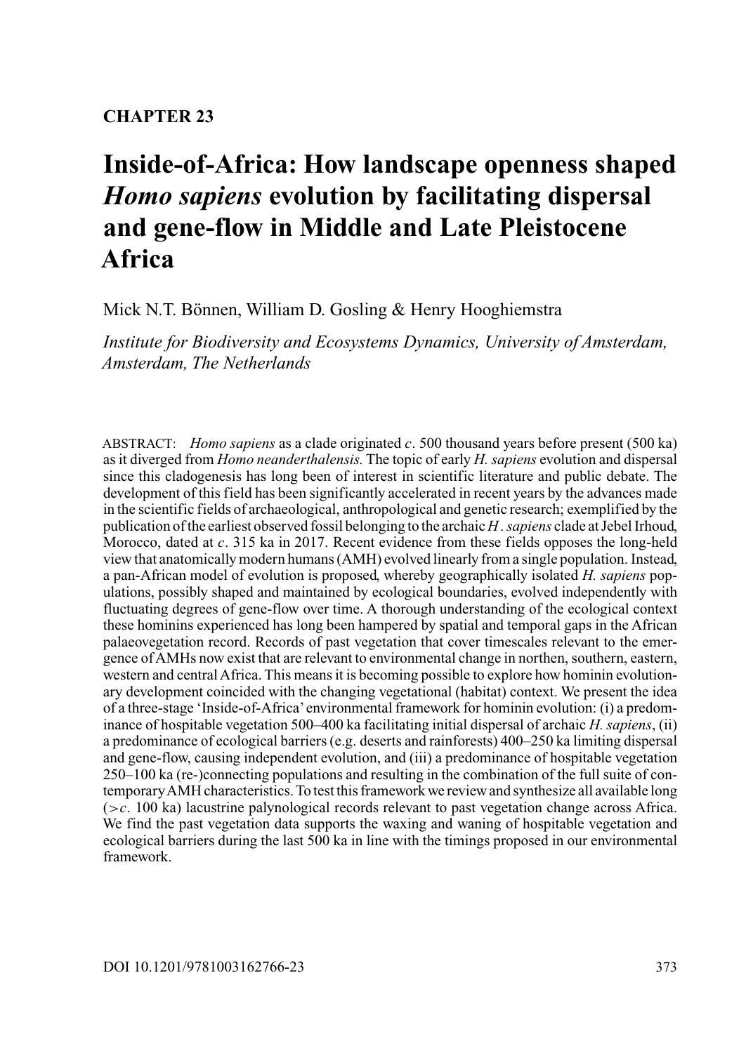**CHAPTER 23**

# Inside-of-Africa: How landscape openness shaped *Homo sapiens* evolution by facilitating dispersal and gene-flow in Middle and Late Pleistocene Africa

Mick N.T. Bönnen, William D. Gosling & Henry Hooghiemstra

*Institute for Biodiversity and Ecosystems Dynamics, University of Amsterdam, Amsterdam, The Netherlands*

ABSTRACT: *Homo sapiens* as a clade originated *c*. 500 thousand years before present (500 ka) as it diverged from *Homo neanderthalensis.* The topic of early *H. sapiens* evolution and dispersal since this cladogenesis has long been of interest in scientific literature and public debate. The development of this field has been significantly accelerated in recent years by the advances made in the scientific fields of archaeological, anthropological and genetic research; exemplified by the publication of the earliest observed fossil belonging to the archaic *H. sapiens* clade at Jebel Irhoud, Morocco, dated at *c*. 315 ka in 2017. Recent evidence from these fields opposes the long-held view that anatomically modern humans (AMH) evolved linearly from a single population. Instead, a pan-African model of evolution is proposed, whereby geographically isolated *H. sapiens* populations, possibly shaped and maintained by ecological boundaries, evolved independently with fluctuating degrees of gene-flow over time. A thorough understanding of the ecological context these hominins experienced has long been hampered by spatial and temporal gaps in the African palaeovegetation record. Records of past vegetation that cover timescales relevant to the emergence of AMHs now exist that are relevant to environmental change in northen, southern, eastern, western and central Africa. This means it is becoming possible to explore how hominin evolutionary development coincided with the changing vegetational (habitat) context. We present the idea of a three-stage 'Inside-of-Africa' environmental framework for hominin evolution: (i) a predominance of hospitable vegetation 500–400 ka facilitating initial dispersal of archaic *H. sapiens*, (ii) a predominance of ecological barriers (e.g. deserts and rainforests) 400–250 ka limiting dispersal and gene-flow, causing independent evolution, and (iii) a predominance of hospitable vegetation 250–100 ka (re-)connecting populations and resulting in the combination of the full suite of contemporary AMH characteristics. To test this framework we review and synthesize all available long (>*c*. 100 ka) lacustrine palynological records relevant to past vegetation change across Africa. We find the past vegetation data supports the waxing and waning of hospitable vegetation and ecological barriers during the last 500 ka in line with the timings proposed in our environmental framework.

DOI 10.1201/9781003162766-23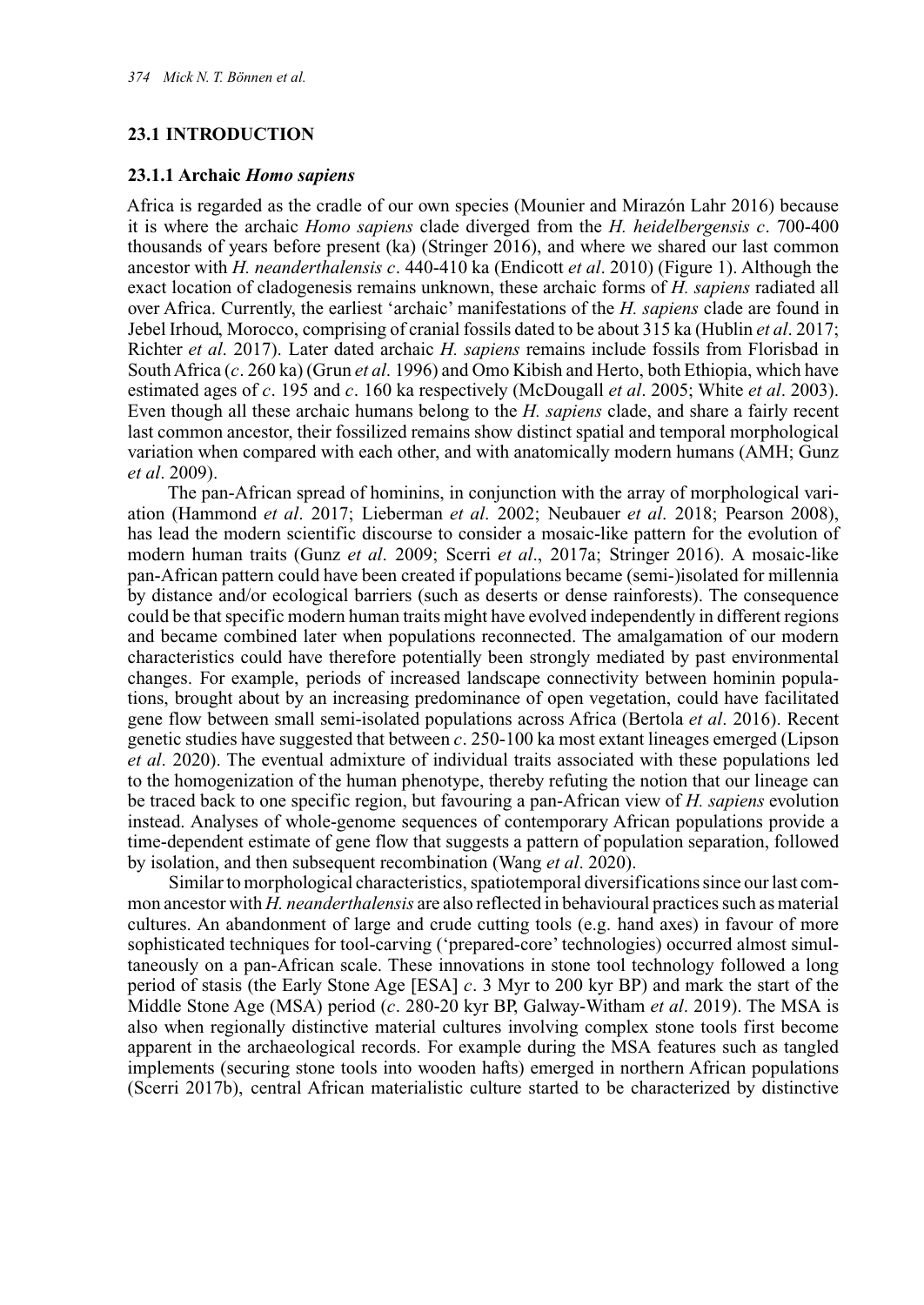## 23.1 INTRODUCTION

### 23.1.1 Archaic *Homo sapiens*

Africa is regarded as the cradle of our own species (Mounier and Mirazón Lahr 2016) because it is where the archaic *Homo sapiens* clade diverged from the *H. heidelbergensis c*. 700-400 thousands of years before present (ka) (Stringer 2016), and where we shared our last common ancestor with *H. neanderthalensis c*. 440-410 ka (Endicott *et al*. 2010) (Figure 1). Although the exact location of cladogenesis remains unknown, these archaic forms of *H. sapiens* radiated all over Africa. Currently, the earliest 'archaic' manifestations of the *H. sapiens* clade are found in Jebel Irhoud, Morocco, comprising of cranial fossils dated to be about 315 ka (Hublin *et al*. 2017; Richter *et al*. 2017). Later dated archaic *H. sapiens* remains include fossils from Florisbad in South Africa (*c*. 260 ka) (Grun *et al*. 1996) and Omo Kibish and Herto, both Ethiopia, which have estimated ages of *c*. 195 and *c*. 160 ka respectively (McDougall *et al*. 2005; White *et al*. 2003). Even though all these archaic humans belong to the *H. sapiens* clade, and share a fairly recent last common ancestor, their fossilized remains show distinct spatial and temporal morphological variation when compared with each other, and with anatomically modern humans (AMH; Gunz *et al*. 2009).

The pan-African spread of hominins, in conjunction with the array of morphological variation (Hammond *et al*. 2017; Lieberman *et al*. 2002; Neubauer *et al*. 2018; Pearson 2008), has lead the modern scientific discourse to consider a mosaic-like pattern for the evolution of modern human traits (Gunz *et al*. 2009; Scerri *et al*., 2017a; Stringer 2016). A mosaic-like pan-African pattern could have been created if populations became (semi-)isolated for millennia by distance and/or ecological barriers (such as deserts or dense rainforests). The consequence could be that specific modern human traits might have evolved independently in different regions and became combined later when populations reconnected. The amalgamation of our modern characteristics could have therefore potentially been strongly mediated by past environmental changes. For example, periods of increased landscape connectivity between hominin populations, brought about by an increasing predominance of open vegetation, could have facilitated gene flow between small semi-isolated populations across Africa (Bertola *et al*. 2016). Recent genetic studies have suggested that between *c*. 250-100 ka most extant lineages emerged (Lipson *et al*. 2020). The eventual admixture of individual traits associated with these populations led to the homogenization of the human phenotype, thereby refuting the notion that our lineage can be traced back to one specific region, but favouring a pan-African view of *H. sapiens* evolution instead. Analyses of whole-genome sequences of contemporary African populations provide a time-dependent estimate of gene flow that suggests a pattern of population separation, followed by isolation, and then subsequent recombination (Wang *et al*. 2020).

Similar to morphological characteristics, spatiotemporal diversifications since our last common ancestor with *H. neanderthalensis* are also reflected in behavioural practices such as material cultures. An abandonment of large and crude cutting tools (e.g. hand axes) in favour of more sophisticated techniques for tool-carving ('prepared-core' technologies) occurred almost simultaneously on a pan-African scale. These innovations in stone tool technology followed a long period of stasis (the Early Stone Age [ESA] *c*. 3 Myr to 200 kyr BP) and mark the start of the Middle Stone Age (MSA) period (*c*. 280-20 kyr BP, Galway-Witham *et al*. 2019). The MSA is also when regionally distinctive material cultures involving complex stone tools first become apparent in the archaeological records. For example during the MSA features such as tangled implements (securing stone tools into wooden hafts) emerged in northern African populations (Scerri 2017b), central African materialistic culture started to be characterized by distinctive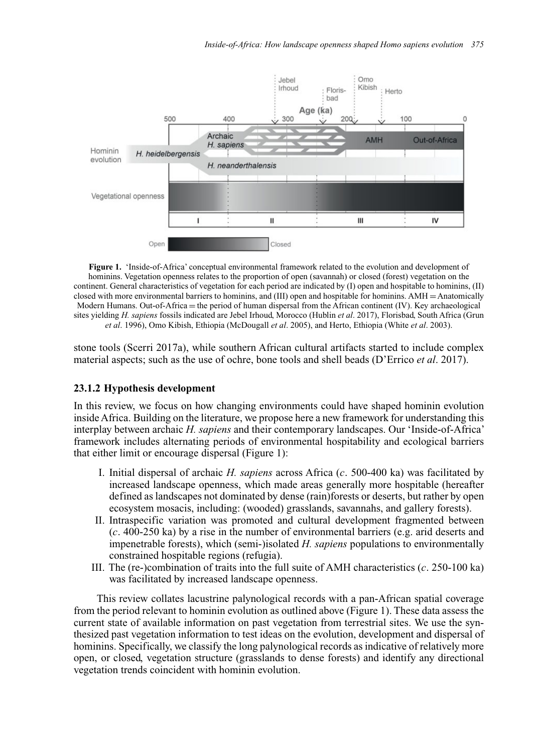**Figure 1.** 'Inside-of-Africa' conceptual environmental framework related to the evolution and development of hominins. Vegetation openness relates to the proportion of open (savannah) or closed (forest) vegetation on the continent. General characteristics of vegetation for each period are indicated by (I) open and hospitable to hominins, (II) closed with more environmental barriers to hominins, and (III) open and hospitable for hominins. AMH = Anatomically Modern Humans. Out-of-Africa = the period of human dispersal from the African continent (IV). Key archaeological sites yielding *H. sapiens* fossils indicated are Jebel Irhoud, Morocco (Hublin *et al*. 2017), Florisbad, South Africa (Grun *et al*. 1996), Omo Kibish, Ethiopia (McDougall *et al*. 2005), and Herto, Ethiopia (White *et al*. 2003).

stone tools (Scerri 2017a), while southern African cultural artifacts started to include complex material aspects; such as the use of ochre, bone tools and shell beads (D'Errico *et al*. 2017).

### 23.1.2 Hypothesis development

In this review, we focus on how changing environments could have shaped hominin evolution inside Africa. Building on the literature, we propose here a new framework for understanding this interplay between archaic *H. sapiens* and their contemporary landscapes. Our 'Inside-of-Africa' framework includes alternating periods of environmental hospitability and ecological barriers that either limit or encourage dispersal (Figure 1):

I. Initial dispersal of archaic *H. sapiens* across Africa (*c*. 500-400 ka) was facilitated by increased landscape openness, which made areas generally more hospitable (hereafter defined as landscapes not dominated by dense (rain)forests or deserts, but rather by open ecosystem mosacis, including: (wooded) grasslands, savannahs, and gallery forests).
II. Intraspecific variation was promoted and cultural development fragmented between (*c*. 400-250 ka) by a rise in the number of environmental barriers (e.g. arid deserts and impenetrable forests), which (semi-)isolated *H. sapiens* populations to environmentally constrained hospitable regions (refugia).
III. The (re-)combination of traits into the full suite of AMH characteristics (*c*. 250-100 ka) was facilitated by increased landscape openness.

This review collates lacustrine palynological records with a pan-African spatial coverage from the period relevant to hominin evolution as outlined above (Figure 1). These data assess the current state of available information on past vegetation from terrestrial sites. We use the synthesized past vegetation information to test ideas on the evolution, development and dispersal of hominins. Specifically, we classify the long palynological records as indicative of relatively more open, or closed, vegetation structure (grasslands to dense forests) and identify any directional vegetation trends coincident with hominin evolution.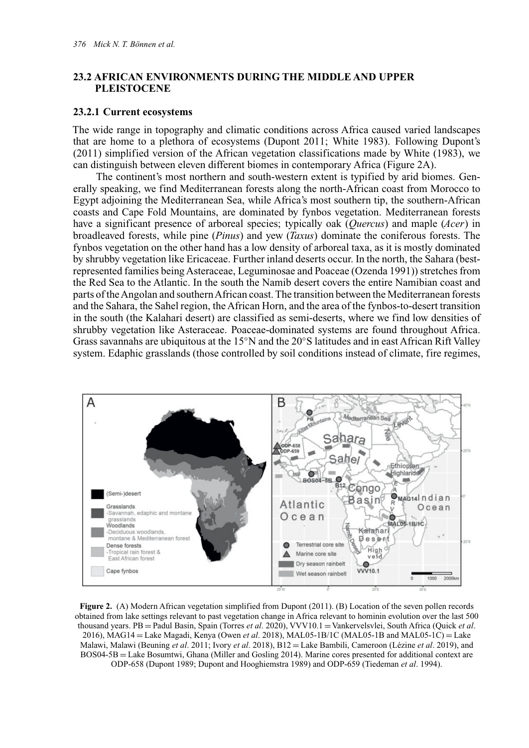## 23.2 AFRICAN ENVIRONMENTS DURING THE MIDDLE AND UPPER PLEISTOCENE

### 23.2.1 Current ecosystems

The wide range in topography and climatic conditions across Africa caused varied landscapes that are home to a plethora of ecosystems (Dupont 2011; White 1983). Following Dupont's (2011) simplified version of the African vegetation classifications made by White (1983), we can distinguish between eleven different biomes in contemporary Africa (Figure 2A).

The continent's most northern and south-western extent is typified by arid biomes. Generally speaking, we find Mediterranean forests along the north-African coast from Morocco to Egypt adjoining the Mediterranean Sea, while Africa's most southern tip, the southern-African coasts and Cape Fold Mountains, are dominated by fynbos vegetation. Mediterranean forests have a significant presence of arboreal species; typically oak (*Quercus*) and maple (*Acer*) in broadleaved forests, while pine (*Pinus*) and yew (*Taxus*) dominate the coniferous forests. The fynbos vegetation on the other hand has a low density of arboreal taxa, as it is mostly dominated by shrubby vegetation like Ericaceae. Further inland deserts occur. In the north, the Sahara (best-represented families being Asteraceae, Leguminosae and Poaceae (Ozenda 1991)) stretches from the Red Sea to the Atlantic. In the south the Namib desert covers the entire Namibian coast and parts of the Angolan and southern African coast. The transition between the Mediterranean forests and the Sahara, the Sahel region, the African Horn, and the area of the fynbos-to-desert transition in the south (the Kalahari desert) are classified as semi-deserts, where we find low densities of shrubby vegetation like Asteraceae. Poaceae-dominated systems are found throughout Africa. Grass savannahs are ubiquitous at the 15°N and the 20°S latitudes and in east African Rift Valley system. Edaphic grasslands (those controlled by soil conditions instead of climate, fire regimes,

**Figure 2.** (A) Modern African vegetation simplified from Dupont (2011). (B) Location of the seven pollen records obtained from lake settings relevant to past vegetation change in Africa relevant to hominin evolution over the last 500 thousand years. PB = Padul Basin, Spain (Torres *et al*. 2020), VVV10.1 = Vankervelsvlei, South Africa (Quick *et al*. 2016), MAG14 = Lake Magadi, Kenya (Owen *et al*. 2018), MAL05-1B/1C (MAL05-1B and MAL05-1C) = Lake Malawi, Malawi (Beuning *et al*. 2011; Ivory *et al*. 2018), B12 = Lake Bambili, Cameroon (Lézine *et al*. 2019), and BOS04-5B = Lake Bosumtwi, Ghana (Miller and Gosling 2014). Marine cores presented for additional context are ODP-658 (Dupont 1989; Dupont and Hooghiemstra 1989) and ODP-659 (Tiedeman *et al*. 1994).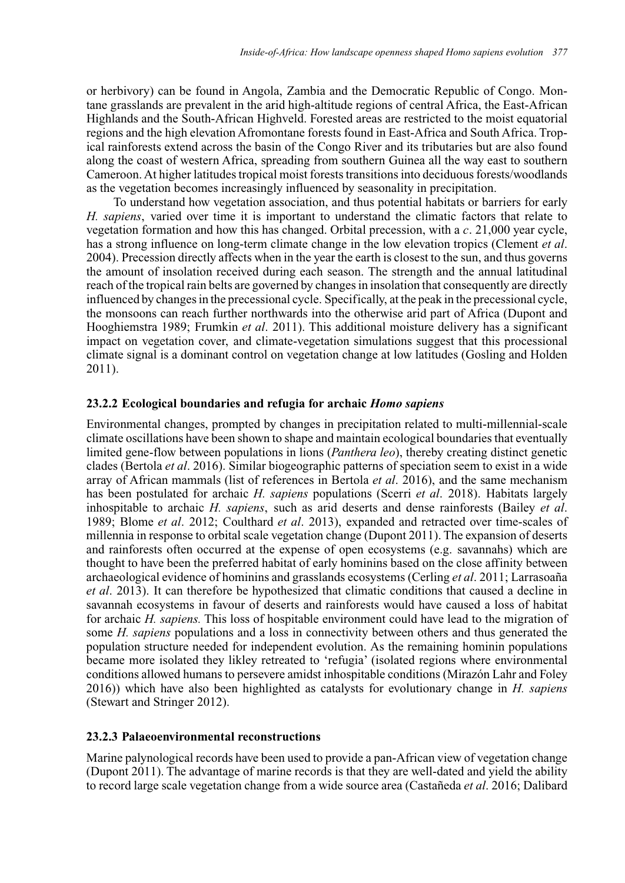or herbivory) can be found in Angola, Zambia and the Democratic Republic of Congo. Montane grasslands are prevalent in the arid high-altitude regions of central Africa, the East-African Highlands and the South-African Highveld. Forested areas are restricted to the moist equatorial regions and the high elevation Afromontane forests found in East-Africa and South Africa. Tropical rainforests extend across the basin of the Congo River and its tributaries but are also found along the coast of western Africa, spreading from southern Guinea all the way east to southern Cameroon. At higher latitudes tropical moist forests transitions into deciduous forests/woodlands as the vegetation becomes increasingly influenced by seasonality in precipitation.

To understand how vegetation association, and thus potential habitats or barriers for early *H. sapiens*, varied over time it is important to understand the climatic factors that relate to vegetation formation and how this has changed. Orbital precession, with a *c*. 21,000 year cycle, has a strong influence on long-term climate change in the low elevation tropics (Clement *et al*. 2004). Precession directly affects when in the year the earth is closest to the sun, and thus governs the amount of insolation received during each season. The strength and the annual latitudinal reach of the tropical rain belts are governed by changes in insolation that consequently are directly influenced by changes in the precessional cycle. Specifically, at the peak in the precessional cycle, the monsoons can reach further northwards into the otherwise arid part of Africa (Dupont and Hooghiemstra 1989; Frumkin *et al*. 2011). This additional moisture delivery has a significant impact on vegetation cover, and climate-vegetation simulations suggest that this processional climate signal is a dominant control on vegetation change at low latitudes (Gosling and Holden 2011).

### 23.2.2 Ecological boundaries and refugia for archaic *Homo sapiens*

Environmental changes, prompted by changes in precipitation related to multi-millennial-scale climate oscillations have been shown to shape and maintain ecological boundaries that eventually limited gene-flow between populations in lions (*Panthera leo*), thereby creating distinct genetic clades (Bertola *et al*. 2016). Similar biogeographic patterns of speciation seem to exist in a wide array of African mammals (list of references in Bertola *et al*. 2016), and the same mechanism has been postulated for archaic *H. sapiens* populations (Scerri *et al*. 2018). Habitats largely inhospitable to archaic *H. sapiens*, such as arid deserts and dense rainforests (Bailey *et al*. 1989; Blome *et al*. 2012; Coulthard *et al*. 2013), expanded and retracted over time-scales of millennia in response to orbital scale vegetation change (Dupont 2011). The expansion of deserts and rainforests often occurred at the expense of open ecosystems (e.g. savannahs) which are thought to have been the preferred habitat of early hominins based on the close affinity between archaeological evidence of hominins and grasslands ecosystems (Cerling *et al*. 2011; Larrasoaña *et al*. 2013). It can therefore be hypothesized that climatic conditions that caused a decline in savannah ecosystems in favour of deserts and rainforests would have caused a loss of habitat for archaic *H. sapiens.* This loss of hospitable environment could have lead to the migration of some *H. sapiens* populations and a loss in connectivity between others and thus generated the population structure needed for independent evolution. As the remaining hominin populations became more isolated they likley retreated to 'refugia' (isolated regions where environmental conditions allowed humans to persevere amidst inhospitable conditions (Mirazón Lahr and Foley 2016)) which have also been highlighted as catalysts for evolutionary change in *H. sapiens* (Stewart and Stringer 2012).

### 23.2.3 Palaeoenvironmental reconstructions

Marine palynological records have been used to provide a pan-African view of vegetation change (Dupont 2011). The advantage of marine records is that they are well-dated and yield the ability to record large scale vegetation change from a wide source area (Castañeda *et al*. 2016; Dalibard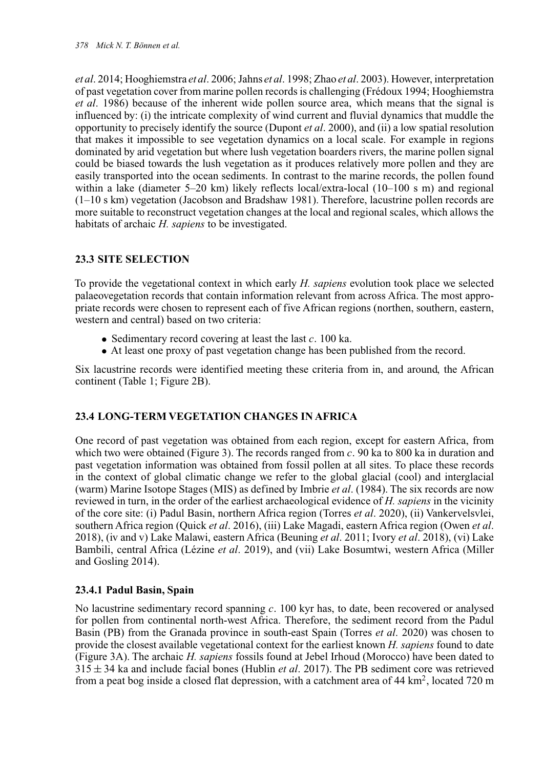*et al*. 2014; Hooghiemstra *et al*. 2006; Jahns *et al*. 1998; Zhao *et al*. 2003). However, interpretation of past vegetation cover from marine pollen records is challenging (Frédoux 1994; Hooghiemstra *et al*. 1986) because of the inherent wide pollen source area, which means that the signal is influenced by: (i) the intricate complexity of wind current and fluvial dynamics that muddle the opportunity to precisely identify the source (Dupont *et al*. 2000), and (ii) a low spatial resolution that makes it impossible to see vegetation dynamics on a local scale. For example in regions dominated by arid vegetation but where lush vegetation boarders rivers, the marine pollen signal could be biased towards the lush vegetation as it produces relatively more pollen and they are easily transported into the ocean sediments. In contrast to the marine records, the pollen found within a lake (diameter 5–20 km) likely reflects local/extra-local (10–100 s m) and regional (1–10 s km) vegetation (Jacobson and Bradshaw 1981). Therefore, lacustrine pollen records are more suitable to reconstruct vegetation changes at the local and regional scales, which allows the habitats of archaic *H. sapiens* to be investigated.

## 23.3 SITE SELECTION

To provide the vegetational context in which early *H. sapiens* evolution took place we selected palaeovegetation records that contain information relevant from across Africa. The most appropriate records were chosen to represent each of five African regions (northen, southern, eastern, western and central) based on two criteria:

- Sedimentary record covering at least the last *c*. 100 ka.
- At least one proxy of past vegetation change has been published from the record.

Six lacustrine records were identified meeting these criteria from in, and around, the African continent (Table 1; Figure 2B).

## 23.4 LONG-TERM VEGETATION CHANGES IN AFRICA

One record of past vegetation was obtained from each region, except for eastern Africa, from which two were obtained (Figure 3). The records ranged from *c*. 90 ka to 800 ka in duration and past vegetation information was obtained from fossil pollen at all sites. To place these records in the context of global climatic change we refer to the global glacial (cool) and interglacial (warm) Marine Isotope Stages (MIS) as defined by Imbrie *et al*. (1984). The six records are now reviewed in turn, in the order of the earliest archaeological evidence of *H. sapiens* in the vicinity of the core site: (i) Padul Basin, northern Africa region (Torres *et al*. 2020), (ii) Vankervelsvlei, southern Africa region (Quick *et al*. 2016), (iii) Lake Magadi, eastern Africa region (Owen *et al*. 2018), (iv and v) Lake Malawi, eastern Africa (Beuning *et al*. 2011; Ivory *et al*. 2018), (vi) Lake Bambili, central Africa (Lézine *et al*. 2019), and (vii) Lake Bosumtwi, western Africa (Miller and Gosling 2014).

### 23.4.1 Padul Basin, Spain

No lacustrine sedimentary record spanning *c*. 100 kyr has, to date, been recovered or analysed for pollen from continental north-west Africa. Therefore, the sediment record from the Padul Basin (PB) from the Granada province in south-east Spain (Torres *et al*. 2020) was chosen to provide the closest available vegetational context for the earliest known *H. sapiens* found to date (Figure 3A). The archaic *H. sapiens* fossils found at Jebel Irhoud (Morocco) have been dated to $315 \pm 34$ ka and include facial bones (Hublin *et al*. 2017). The PB sediment core was retrieved from a peat bog inside a closed flat depression, with a catchment area of 44 km$^2$, located 720 m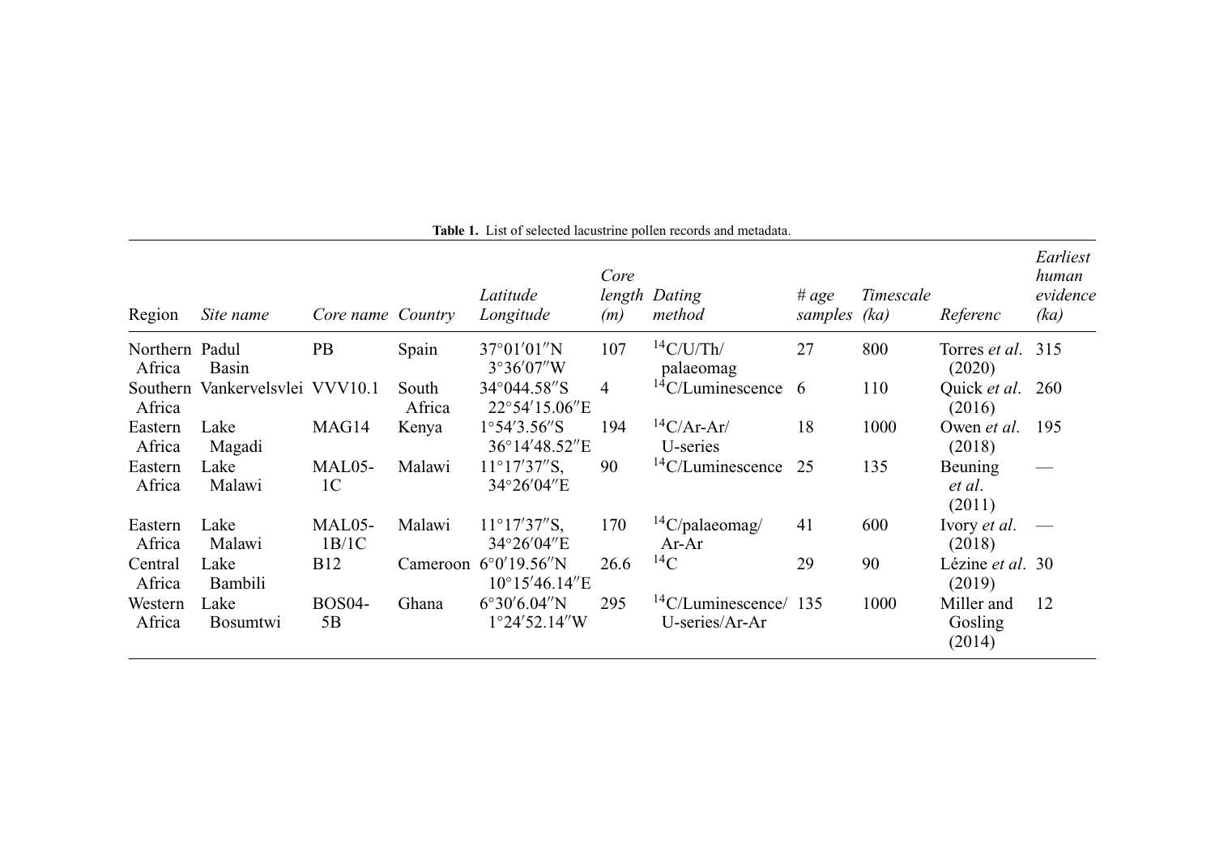**Table 1.** List of selected lacustrine pollen records and metadata.

| Region | *Site name* | *Core name* | *Country* | *Latitude Longitude* | *Core length (m)* | *Dating method* | *# age samples* | *Timescale (ka)* | *Referenc* | *Earliest human evidence (ka)* |
|---|---|---|---|---|---|---|---|---|---|---|
| Northern Africa | Padul Basin | PB | Spain | 37°01′01″N 3°36′07″W | 107 | $^{14}$C/U/Th/ palaeomag | 27 | 800 | Torres *et al*. (2020) | 315 |
| Southern Africa | Vankervelsvlei | VVV10.1 | South Africa | 34°044.58″S 22°54′15.06″E | 4 | $^{14}$C/Luminescence | 6 | 110 | Quick *et al*. (2016) | 260 |
| Eastern Africa | Lake Magadi | MAG14 | Kenya | 1°54′3.56″S 36°14′48.52″E | 194 | $^{14}$C/Ar-Ar/ U-series | 18 | 1000 | Owen *et al*. (2018) | 195 |
| Eastern Africa | Lake Malawi | MAL05-1C | Malawi | 11°17′37″S, 34°26′04″E | 90 | $^{14}$C/Luminescence | 25 | 135 | Beuning *et al*. (2011) | — |
| Eastern Africa | Lake Malawi | MAL05-1B/1C | Malawi | 11°17′37″S, 34°26′04″E | 170 | $^{14}$C/palaeomag/ Ar-Ar | 41 | 600 | Ivory *et al*. (2018) | — |
| Central Africa | Lake Bambili | B12 | Cameroon | 6°0′19.56″N 10°15′46.14″E | 26.6 | $^{14}$C | 29 | 90 | Lézine *et al*. (2019) | 30 |
| Western Africa | Lake Bosumtwi | BOS04-5B | Ghana | 6°30′6.04″N 1°24′52.14″W | 295 | $^{14}$C/Luminescence/ U-series/Ar-Ar | 135 | 1000 | Miller and Gosling (2014) | 12 |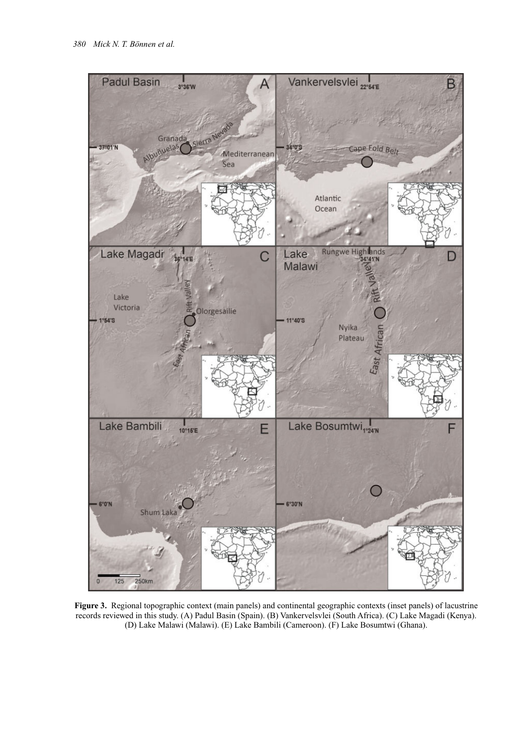**Figure 3.** Regional topographic context (main panels) and continental geographic contexts (inset panels) of lacustrine records reviewed in this study. (A) Padul Basin (Spain). (B) Vankervelsvlei (South Africa). (C) Lake Magadi (Kenya). (D) Lake Malawi (Malawi). (E) Lake Bambili (Cameroon). (F) Lake Bosumtwi (Ghana).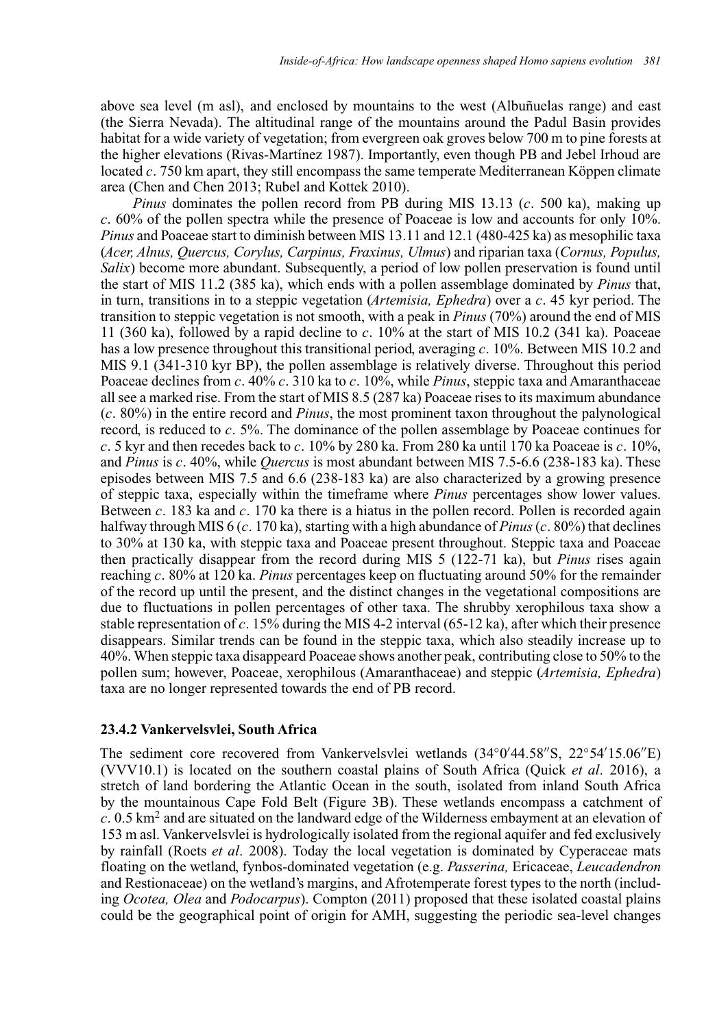above sea level (m asl), and enclosed by mountains to the west (Albuñuelas range) and east (the Sierra Nevada). The altitudinal range of the mountains around the Padul Basin provides habitat for a wide variety of vegetation; from evergreen oak groves below 700 m to pine forests at the higher elevations (Rivas-Martínez 1987). Importantly, even though PB and Jebel Irhoud are located *c*. 750 km apart, they still encompass the same temperate Mediterranean Köppen climate area (Chen and Chen 2013; Rubel and Kottek 2010).

*Pinus* dominates the pollen record from PB during MIS 13.13 (*c*. 500 ka), making up *c*. 60% of the pollen spectra while the presence of Poaceae is low and accounts for only 10%. *Pinus* and Poaceae start to diminish between MIS 13.11 and 12.1 (480-425 ka) as mesophilic taxa (*Acer, Alnus, Quercus, Corylus, Carpinus, Fraxinus, Ulmus*) and riparian taxa (*Cornus, Populus, Salix*) become more abundant. Subsequently, a period of low pollen preservation is found until the start of MIS 11.2 (385 ka), which ends with a pollen assemblage dominated by *Pinus* that, in turn, transitions in to a steppic vegetation (*Artemisia, Ephedra*) over a *c*. 45 kyr period. The transition to steppic vegetation is not smooth, with a peak in *Pinus* (70%) around the end of MIS 11 (360 ka), followed by a rapid decline to *c*. 10% at the start of MIS 10.2 (341 ka). Poaceae has a low presence throughout this transitional period, averaging *c*. 10%. Between MIS 10.2 and MIS 9.1 (341-310 kyr BP), the pollen assemblage is relatively diverse. Throughout this period Poaceae declines from *c*. 40% *c*. 310 ka to *c*. 10%, while *Pinus*, steppic taxa and Amaranthaceae all see a marked rise. From the start of MIS 8.5 (287 ka) Poaceae rises to its maximum abundance (*c*. 80%) in the entire record and *Pinus*, the most prominent taxon throughout the palynological record, is reduced to *c*. 5%. The dominance of the pollen assemblage by Poaceae continues for *c*. 5 kyr and then recedes back to *c*. 10% by 280 ka. From 280 ka until 170 ka Poaceae is *c*. 10%, and *Pinus* is *c*. 40%, while *Quercus* is most abundant between MIS 7.5-6.6 (238-183 ka). These episodes between MIS 7.5 and 6.6 (238-183 ka) are also characterized by a growing presence of steppic taxa, especially within the timeframe where *Pinus* percentages show lower values. Between *c*. 183 ka and *c*. 170 ka there is a hiatus in the pollen record. Pollen is recorded again halfway through MIS 6 (*c*. 170 ka), starting with a high abundance of *Pinus* (*c*. 80%) that declines to 30% at 130 ka, with steppic taxa and Poaceae present throughout. Steppic taxa and Poaceae then practically disappear from the record during MIS 5 (122-71 ka), but *Pinus* rises again reaching *c*. 80% at 120 ka. *Pinus* percentages keep on fluctuating around 50% for the remainder of the record up until the present, and the distinct changes in the vegetational compositions are due to fluctuations in pollen percentages of other taxa. The shrubby xerophilous taxa show a stable representation of *c*. 15% during the MIS 4-2 interval (65-12 ka), after which their presence disappears. Similar trends can be found in the steppic taxa, which also steadily increase up to 40%. When steppic taxa disappeard Poaceae shows another peak, contributing close to 50% to the pollen sum; however, Poaceae, xerophilous (Amaranthaceae) and steppic (*Artemisia, Ephedra*) taxa are no longer represented towards the end of PB record.

### 23.4.2 Vankervelsvlei, South Africa

The sediment core recovered from Vankervelsvlei wetlands (34°0′44.58″S, 22°54′15.06″E) (VVV10.1) is located on the southern coastal plains of South Africa (Quick *et al*. 2016), a stretch of land bordering the Atlantic Ocean in the south, isolated from inland South Africa by the mountainous Cape Fold Belt (Figure 3B). These wetlands encompass a catchment of *c*. 0.5 km$^2$ and are situated on the landward edge of the Wilderness embayment at an elevation of 153 m asl. Vankervelsvlei is hydrologically isolated from the regional aquifer and fed exclusively by rainfall (Roets *et al*. 2008). Today the local vegetation is dominated by Cyperaceae mats floating on the wetland, fynbos-dominated vegetation (e.g. *Passerina,* Ericaceae, *Leucadendron* and Restionaceae) on the wetland's margins, and Afrotemperate forest types to the north (including *Ocotea, Olea* and *Podocarpus*). Compton (2011) proposed that these isolated coastal plains could be the geographical point of origin for AMH, suggesting the periodic sea-level changes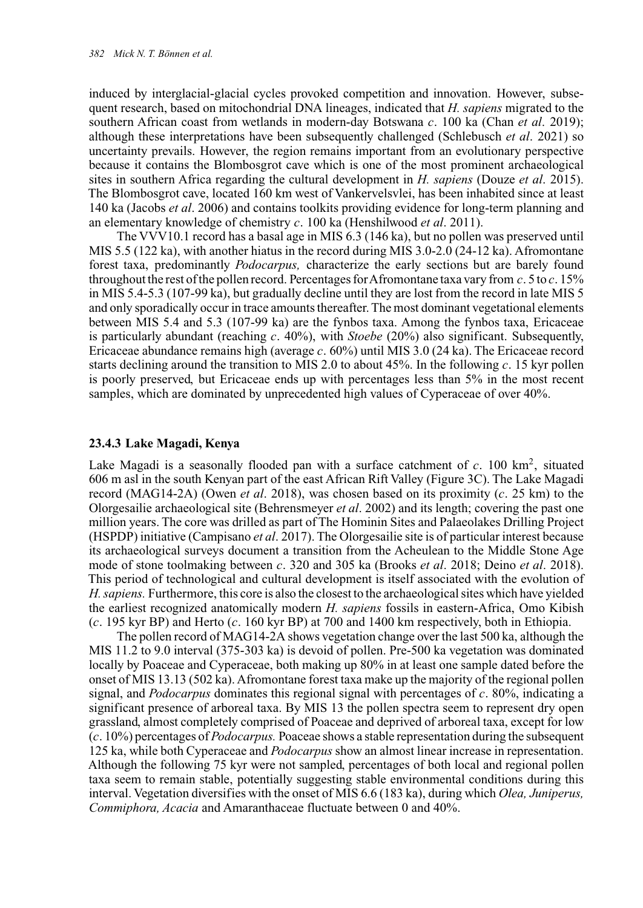induced by interglacial-glacial cycles provoked competition and innovation. However, subsequent research, based on mitochondrial DNA lineages, indicated that *H. sapiens* migrated to the southern African coast from wetlands in modern-day Botswana *c*. 100 ka (Chan *et al*. 2019); although these interpretations have been subsequently challenged (Schlebusch *et al*. 2021) so uncertainty prevails. However, the region remains important from an evolutionary perspective because it contains the Blombosgrot cave which is one of the most prominent archaeological sites in southern Africa regarding the cultural development in *H. sapiens* (Douze *et al*. 2015). The Blombosgrot cave, located 160 km west of Vankervelsvlei, has been inhabited since at least 140 ka (Jacobs *et al*. 2006) and contains toolkits providing evidence for long-term planning and an elementary knowledge of chemistry *c*. 100 ka (Henshilwood *et al*. 2011).

The VVV10.1 record has a basal age in MIS 6.3 (146 ka), but no pollen was preserved until MIS 5.5 (122 ka), with another hiatus in the record during MIS 3.0-2.0 (24-12 ka). Afromontane forest taxa, predominantly *Podocarpus,* characterize the early sections but are barely found throughout the rest of the pollen record. Percentages for Afromontane taxa vary from *c*. 5 to *c*. 15% in MIS 5.4-5.3 (107-99 ka), but gradually decline until they are lost from the record in late MIS 5 and only sporadically occur in trace amounts thereafter. The most dominant vegetational elements between MIS 5.4 and 5.3 (107-99 ka) are the fynbos taxa. Among the fynbos taxa, Ericaceae is particularly abundant (reaching *c*. 40%), with *Stoebe* (20%) also significant. Subsequently, Ericaceae abundance remains high (average *c*. 60%) until MIS 3.0 (24 ka). The Ericaceae record starts declining around the transition to MIS 2.0 to about 45%. In the following *c*. 15 kyr pollen is poorly preserved, but Ericaceae ends up with percentages less than 5% in the most recent samples, which are dominated by unprecedented high values of Cyperaceae of over 40%.

### 23.4.3 Lake Magadi, Kenya

Lake Magadi is a seasonally flooded pan with a surface catchment of *c*. 100 km$^2$, situated 606 m asl in the south Kenyan part of the east African Rift Valley (Figure 3C). The Lake Magadi record (MAG14-2A) (Owen *et al*. 2018), was chosen based on its proximity (*c*. 25 km) to the Olorgesailie archaeological site (Behrensmeyer *et al*. 2002) and its length; covering the past one million years. The core was drilled as part of The Hominin Sites and Palaeolakes Drilling Project (HSPDP) initiative (Campisano *et al*. 2017). The Olorgesailie site is of particular interest because its archaeological surveys document a transition from the Acheulean to the Middle Stone Age mode of stone toolmaking between *c*. 320 and 305 ka (Brooks *et al*. 2018; Deino *et al*. 2018). This period of technological and cultural development is itself associated with the evolution of *H. sapiens.* Furthermore, this core is also the closest to the archaeological sites which have yielded the earliest recognized anatomically modern *H. sapiens* fossils in eastern-Africa, Omo Kibish (*c*. 195 kyr BP) and Herto (*c*. 160 kyr BP) at 700 and 1400 km respectively, both in Ethiopia.

The pollen record of MAG14-2A shows vegetation change over the last 500 ka, although the MIS 11.2 to 9.0 interval (375-303 ka) is devoid of pollen. Pre-500 ka vegetation was dominated locally by Poaceae and Cyperaceae, both making up 80% in at least one sample dated before the onset of MIS 13.13 (502 ka). Afromontane forest taxa make up the majority of the regional pollen signal, and *Podocarpus* dominates this regional signal with percentages of *c*. 80%, indicating a significant presence of arboreal taxa. By MIS 13 the pollen spectra seem to represent dry open grassland, almost completely comprised of Poaceae and deprived of arboreal taxa, except for low (*c*. 10%) percentages of *Podocarpus.* Poaceae shows a stable representation during the subsequent 125 ka, while both Cyperaceae and *Podocarpus* show an almost linear increase in representation. Although the following 75 kyr were not sampled, percentages of both local and regional pollen taxa seem to remain stable, potentially suggesting stable environmental conditions during this interval. Vegetation diversifies with the onset of MIS 6.6 (183 ka), during which *Olea, Juniperus, Commiphora, Acacia* and Amaranthaceae fluctuate between 0 and 40%.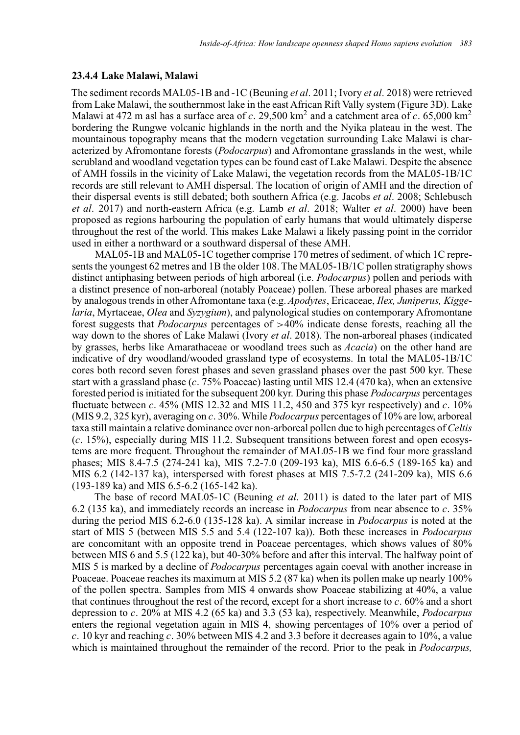### 23.4.4 Lake Malawi, Malawi

The sediment records MAL05-1B and -1C (Beuning *et al*. 2011; Ivory *et al*. 2018) were retrieved from Lake Malawi, the southernmost lake in the east African Rift Vally system (Figure 3D). Lake Malawi at 472 m asl has a surface area of *c*. 29,500 km$^2$ and a catchment area of *c*. 65,000 km$^2$ bordering the Rungwe volcanic highlands in the north and the Nyika plateau in the west. The mountainous topography means that the modern vegetation surrounding Lake Malawi is characterized by Afromontane forests (*Podocarpus*) and Afromontane grasslands in the west, while scrubland and woodland vegetation types can be found east of Lake Malawi. Despite the absence of AMH fossils in the vicinity of Lake Malawi, the vegetation records from the MAL05-1B/1C records are still relevant to AMH dispersal. The location of origin of AMH and the direction of their dispersal events is still debated; both southern Africa (e.g. Jacobs *et al*. 2008; Schlebusch *et al*. 2017) and north-eastern Africa (e.g. Lamb *et al*. 2018; Walter *et al*. 2000) have been proposed as regions harbouring the population of early humans that would ultimately disperse throughout the rest of the world. This makes Lake Malawi a likely passing point in the corridor used in either a northward or a southward dispersal of these AMH.

MAL05-1B and MAL05-1C together comprise 170 metres of sediment, of which 1C represents the youngest 62 metres and 1B the older 108. The MAL05-1B/1C pollen stratigraphy shows distinct antiphasing between periods of high arboreal (i.e. *Podocarpus*) pollen and periods with a distinct presence of non-arboreal (notably Poaceae) pollen. These arboreal phases are marked by analogous trends in other Afromontane taxa (e.g. *Apodytes*, Ericaceae, *Ilex, Juniperus, Kiggelaria*, Myrtaceae, *Olea* and *Syzygium*), and palynological studies on contemporary Afromontane forest suggests that *Podocarpus* percentages of >40% indicate dense forests, reaching all the way down to the shores of Lake Malawi (Ivory *et al*. 2018). The non-arboreal phases (indicated by grasses, herbs like Amarathaceae or woodland trees such as *Acacia*) on the other hand are indicative of dry woodland/wooded grassland type of ecosystems. In total the MAL05-1B/1C cores both record seven forest phases and seven grassland phases over the past 500 kyr. These start with a grassland phase (*c*. 75% Poaceae) lasting until MIS 12.4 (470 ka), when an extensive forested period is initiated for the subsequent 200 kyr. During this phase *Podocarpus* percentages fluctuate between *c*. 45% (MIS 12.32 and MIS 11.2, 450 and 375 kyr respectively) and *c*. 10% (MIS 9.2, 325 kyr), averaging on *c*. 30%. While *Podocarpus* percentages of 10% are low, arboreal taxa still maintain a relative dominance over non-arboreal pollen due to high percentages of *Celtis* (*c*. 15%), especially during MIS 11.2. Subsequent transitions between forest and open ecosystems are more frequent. Throughout the remainder of MAL05-1B we find four more grassland phases; MIS 8.4-7.5 (274-241 ka), MIS 7.2-7.0 (209-193 ka), MIS 6.6-6.5 (189-165 ka) and MIS 6.2 (142-137 ka), interspersed with forest phases at MIS 7.5-7.2 (241-209 ka), MIS 6.6 (193-189 ka) and MIS 6.5-6.2 (165-142 ka).

The base of record MAL05-1C (Beuning *et al*. 2011) is dated to the later part of MIS 6.2 (135 ka), and immediately records an increase in *Podocarpus* from near absence to *c*. 35% during the period MIS 6.2-6.0 (135-128 ka). A similar increase in *Podocarpus* is noted at the start of MIS 5 (between MIS 5.5 and 5.4 (122-107 ka)). Both these increases in *Podocarpus* are concomitant with an opposite trend in Poaceae percentages, which shows values of 80% between MIS 6 and 5.5 (122 ka), but 40-30% before and after this interval. The halfway point of MIS 5 is marked by a decline of *Podocarpus* percentages again coeval with another increase in Poaceae. Poaceae reaches its maximum at MIS 5.2 (87 ka) when its pollen make up nearly 100% of the pollen spectra. Samples from MIS 4 onwards show Poaceae stabilizing at 40%, a value that continues throughout the rest of the record, except for a short increase to *c*. 60% and a short depression to *c*. 20% at MIS 4.2 (65 ka) and 3.3 (53 ka), respectively. Meanwhile, *Podocarpus* enters the regional vegetation again in MIS 4, showing percentages of 10% over a period of *c*. 10 kyr and reaching *c*. 30% between MIS 4.2 and 3.3 before it decreases again to 10%, a value which is maintained throughout the remainder of the record. Prior to the peak in *Podocarpus,*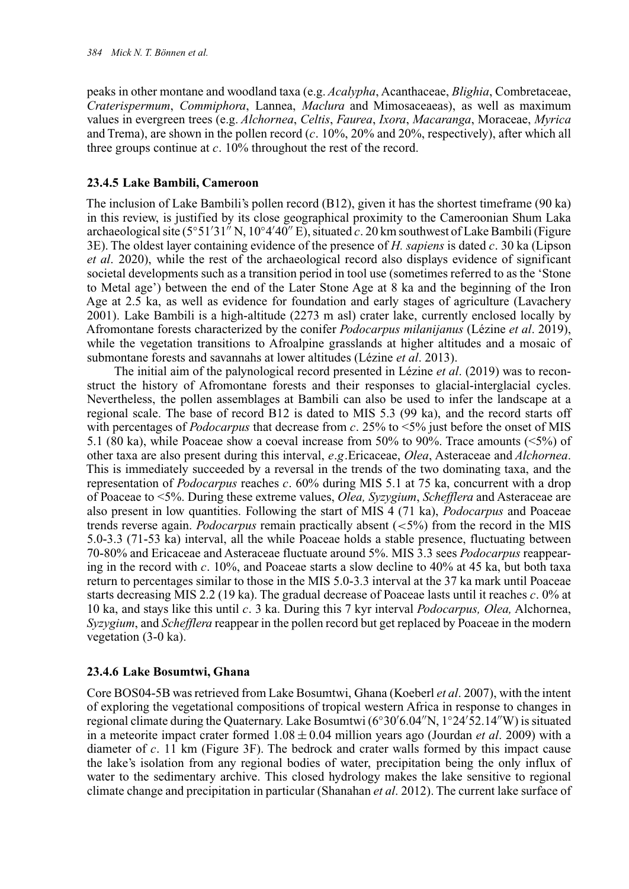peaks in other montane and woodland taxa (e.g. *Acalypha*, Acanthaceae, *Blighia*, Combretaceae, *Craterispermum*, *Commiphora*, Lannea, *Maclura* and Mimosaceaeas), as well as maximum values in evergreen trees (e.g. *Alchornea*, *Celtis*, *Faurea*, *Ixora*, *Macaranga*, Moraceae, *Myrica* and Trema), are shown in the pollen record (*c*. 10%, 20% and 20%, respectively), after which all three groups continue at *c*. 10% throughout the rest of the record.

### 23.4.5 Lake Bambili, Cameroon

The inclusion of Lake Bambili's pollen record (B12), given it has the shortest timeframe (90 ka) in this review, is justified by its close geographical proximity to the Cameroonian Shum Laka archaeological site (5°51′31″ N, 10°4′40″ E), situated *c*. 20 km southwest of Lake Bambili (Figure 3E). The oldest layer containing evidence of the presence of *H. sapiens* is dated *c*. 30 ka (Lipson *et al*. 2020), while the rest of the archaeological record also displays evidence of significant societal developments such as a transition period in tool use (sometimes referred to as the 'Stone to Metal age') between the end of the Later Stone Age at 8 ka and the beginning of the Iron Age at 2.5 ka, as well as evidence for foundation and early stages of agriculture (Lavachery 2001). Lake Bambili is a high-altitude (2273 m asl) crater lake, currently enclosed locally by Afromontane forests characterized by the conifer *Podocarpus milanijanus* (Lézine *et al*. 2019), while the vegetation transitions to Afroalpine grasslands at higher altitudes and a mosaic of submontane forests and savannahs at lower altitudes (Lézine *et al*. 2013).

The initial aim of the palynological record presented in Lézine *et al*. (2019) was to reconstruct the history of Afromontane forests and their responses to glacial-interglacial cycles. Nevertheless, the pollen assemblages at Bambili can also be used to infer the landscape at a regional scale. The base of record B12 is dated to MIS 5.3 (99 ka), and the record starts off with percentages of *Podocarpus* that decrease from *c*. 25% to <5% just before the onset of MIS 5.1 (80 ka), while Poaceae show a coeval increase from 50% to 90%. Trace amounts (<5%) of other taxa are also present during this interval, *e.g*.Ericaceae, *Olea*, Asteraceae and *Alchornea*. This is immediately succeeded by a reversal in the trends of the two dominating taxa, and the representation of *Podocarpus* reaches *c*. 60% during MIS 5.1 at 75 ka, concurrent with a drop of Poaceae to <5%. During these extreme values, *Olea, Syzygium*, *Schefflera* and Asteraceae are also present in low quantities. Following the start of MIS 4 (71 ka), *Podocarpus* and Poaceae trends reverse again. *Podocarpus* remain practically absent (<5%) from the record in the MIS 5.0-3.3 (71-53 ka) interval, all the while Poaceae holds a stable presence, fluctuating between 70-80% and Ericaceae and Asteraceae fluctuate around 5%. MIS 3.3 sees *Podocarpus* reappearing in the record with *c*. 10%, and Poaceae starts a slow decline to 40% at 45 ka, but both taxa return to percentages similar to those in the MIS 5.0-3.3 interval at the 37 ka mark until Poaceae starts decreasing MIS 2.2 (19 ka). The gradual decrease of Poaceae lasts until it reaches *c*. 0% at 10 ka, and stays like this until *c*. 3 ka. During this 7 kyr interval *Podocarpus, Olea,* Alchornea, *Syzygium*, and *Schefflera* reappear in the pollen record but get replaced by Poaceae in the modern vegetation (3-0 ka).

### 23.4.6 Lake Bosumtwi, Ghana

Core BOS04-5B was retrieved from Lake Bosumtwi, Ghana (Koeberl *et al*. 2007), with the intent of exploring the vegetational compositions of tropical western Africa in response to changes in regional climate during the Quaternary. Lake Bosumtwi (6°30′6.04″N, 1°24′52.14″W) is situated in a meteorite impact crater formed $1.08 \pm 0.04$ million years ago (Jourdan *et al*. 2009) with a diameter of *c*. 11 km (Figure 3F). The bedrock and crater walls formed by this impact cause the lake's isolation from any regional bodies of water, precipitation being the only influx of water to the sedimentary archive. This closed hydrology makes the lake sensitive to regional climate change and precipitation in particular (Shanahan *et al*. 2012). The current lake surface of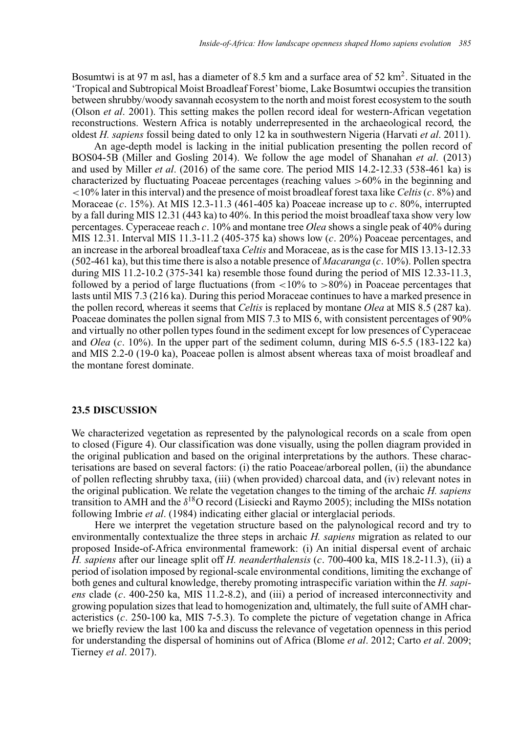Bosumtwi is at 97 m asl, has a diameter of 8.5 km and a surface area of 52 km$^2$. Situated in the 'Tropical and Subtropical Moist Broadleaf Forest' biome, Lake Bosumtwi occupies the transition between shrubby/woody savannah ecosystem to the north and moist forest ecosystem to the south (Olson *et al*. 2001). This setting makes the pollen record ideal for western-African vegetation reconstructions. Western Africa is notably underrepresented in the archaeological record, the oldest *H. sapiens* fossil being dated to only 12 ka in southwestern Nigeria (Harvati *et al*. 2011).

An age-depth model is lacking in the initial publication presenting the pollen record of BOS04-5B (Miller and Gosling 2014). We follow the age model of Shanahan *et al*. (2013) and used by Miller *et al*. (2016) of the same core. The period MIS 14.2-12.33 (538-461 ka) is characterized by fluctuating Poaceae percentages (reaching values >60% in the beginning and <10% later in this interval) and the presence of moist broadleaf forest taxa like *Celtis* (*c*. 8%) and Moraceae (*c*. 15%). At MIS 12.3-11.3 (461-405 ka) Poaceae increase up to *c*. 80%, interrupted by a fall during MIS 12.31 (443 ka) to 40%. In this period the moist broadleaf taxa show very low percentages. Cyperaceae reach *c*. 10% and montane tree *Olea* shows a single peak of 40% during MIS 12.31. Interval MIS 11.3-11.2 (405-375 ka) shows low (*c*. 20%) Poaceae percentages, and an increase in the arboreal broadleaf taxa *Celtis* and Moraceae, as is the case for MIS 13.13-12.33 (502-461 ka), but this time there is also a notable presence of *Macaranga* (*c*. 10%). Pollen spectra during MIS 11.2-10.2 (375-341 ka) resemble those found during the period of MIS 12.33-11.3, followed by a period of large fluctuations (from <10% to >80%) in Poaceae percentages that lasts until MIS 7.3 (216 ka). During this period Moraceae continues to have a marked presence in the pollen record, whereas it seems that *Celtis* is replaced by montane *Olea* at MIS 8.5 (287 ka). Poaceae dominates the pollen signal from MIS 7.3 to MIS 6, with consistent percentages of 90% and virtually no other pollen types found in the sediment except for low presences of Cyperaceae and *Olea* (*c*. 10%). In the upper part of the sediment column, during MIS 6-5.5 (183-122 ka) and MIS 2.2-0 (19-0 ka), Poaceae pollen is almost absent whereas taxa of moist broadleaf and the montane forest dominate.

## 23.5 DISCUSSION

We characterized vegetation as represented by the palynological records on a scale from open to closed (Figure 4). Our classification was done visually, using the pollen diagram provided in the original publication and based on the original interpretations by the authors. These characterisations are based on several factors: (i) the ratio Poaceae/arboreal pollen, (ii) the abundance of pollen reflecting shrubby taxa, (iii) (when provided) charcoal data, and (iv) relevant notes in the original publication. We relate the vegetation changes to the timing of the archaic *H. sapiens* transition to AMH and the $\delta^{18}$O record (Lisiecki and Raymo 2005); including the MISs notation following Imbrie *et al*. (1984) indicating either glacial or interglacial periods.

Here we interpret the vegetation structure based on the palynological record and try to environmentally contextualize the three steps in archaic *H. sapiens* migration as related to our proposed Inside-of-Africa environmental framework: (i) An initial dispersal event of archaic *H. sapiens* after our lineage split off *H. neanderthalensis* (*c*. 700-400 ka, MIS 18.2-11.3), (ii) a period of isolation imposed by regional-scale environmental conditions, limiting the exchange of both genes and cultural knowledge, thereby promoting intraspecific variation within the *H. sapiens* clade (*c*. 400-250 ka, MIS 11.2-8.2), and (iii) a period of increased interconnectivity and growing population sizes that lead to homogenization and, ultimately, the full suite of AMH characteristics (*c*. 250-100 ka, MIS 7-5.3). To complete the picture of vegetation change in Africa we briefly review the last 100 ka and discuss the relevance of vegetation openness in this period for understanding the dispersal of hominins out of Africa (Blome *et al*. 2012; Carto *et al*. 2009; Tierney *et al*. 2017).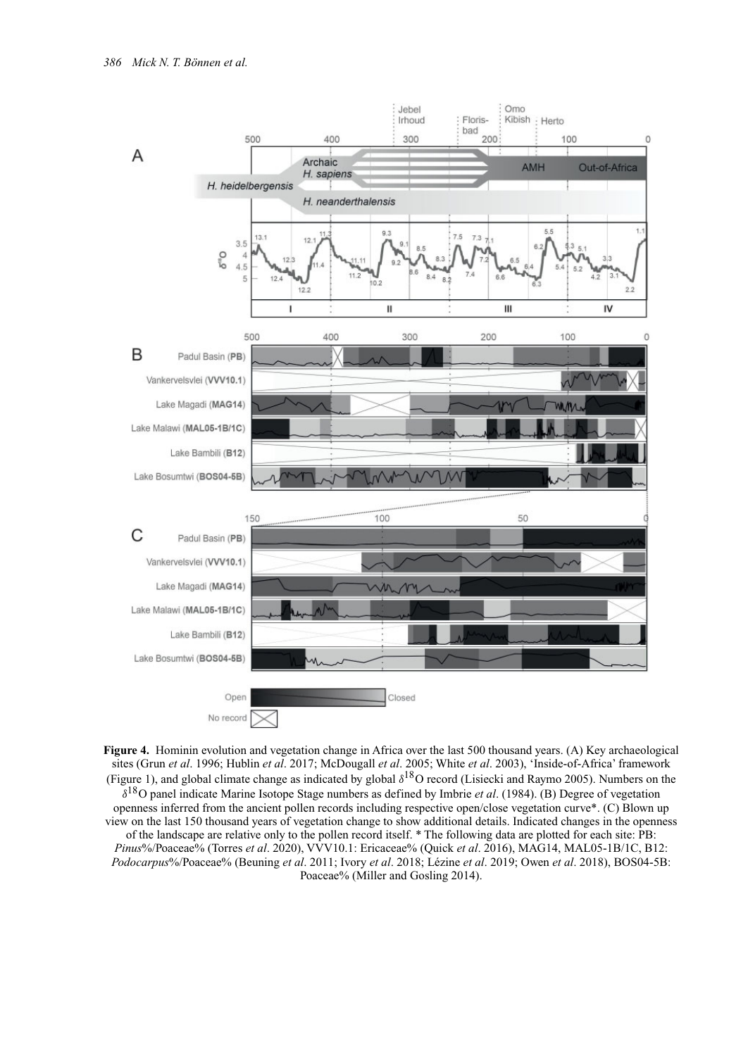**Figure 4.** Hominin evolution and vegetation change in Africa over the last 500 thousand years. (A) Key archaeological sites (Grun *et al*. 1996; Hublin *et al*. 2017; McDougall *et al*. 2005; White *et al*. 2003), 'Inside-of-Africa' framework (Figure 1), and global climate change as indicated by global $\delta^{18}O$ record (Lisiecki and Raymo 2005). Numbers on the $\delta^{18}O$ panel indicate Marine Isotope Stage numbers as defined by Imbrie *et al*. (1984). (B) Degree of vegetation openness inferred from the ancient pollen records including respective open/close vegetation curve*. (C) Blown up view on the last 150 thousand years of vegetation change to show additional details. Indicated changes in the openness of the landscape are relative only to the pollen record itself. * The following data are plotted for each site: PB: *Pinus*%/Poaceae% (Torres *et al*. 2020), VVV10.1: Ericaceae% (Quick *et al*. 2016), MAG14, MAL05-1B/1C, B12: *Podocarpus*%/Poaceae% (Beuning *et al*. 2011; Ivory *et al*. 2018; Lézine *et al*. 2019; Owen *et al*. 2018), BOS04-5B: Poaceae% (Miller and Gosling 2014).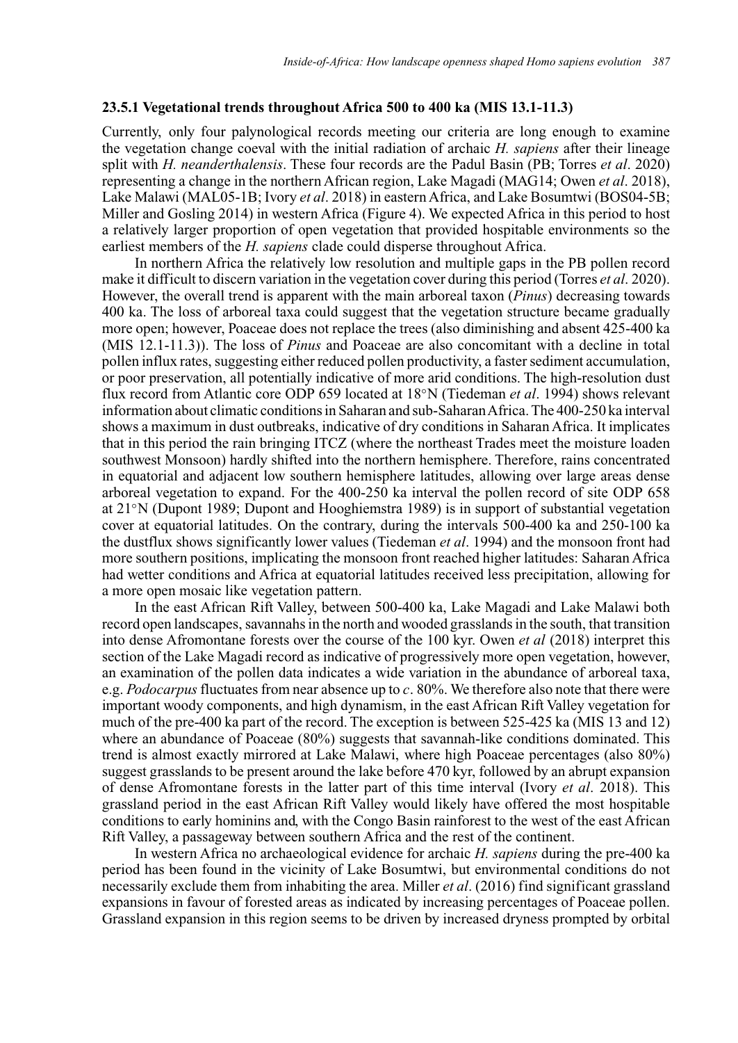### 23.5.1 Vegetational trends throughout Africa 500 to 400 ka (MIS 13.1-11.3)

Currently, only four palynological records meeting our criteria are long enough to examine the vegetation change coeval with the initial radiation of archaic *H. sapiens* after their lineage split with *H. neanderthalensis*. These four records are the Padul Basin (PB; Torres *et al*. 2020) representing a change in the northern African region, Lake Magadi (MAG14; Owen *et al*. 2018), Lake Malawi (MAL05-1B; Ivory *et al*. 2018) in eastern Africa, and Lake Bosumtwi (BOS04-5B; Miller and Gosling 2014) in western Africa (Figure 4). We expected Africa in this period to host a relatively larger proportion of open vegetation that provided hospitable environments so the earliest members of the *H. sapiens* clade could disperse throughout Africa.

In northern Africa the relatively low resolution and multiple gaps in the PB pollen record make it difficult to discern variation in the vegetation cover during this period (Torres *et al*. 2020). However, the overall trend is apparent with the main arboreal taxon (*Pinus*) decreasing towards 400 ka. The loss of arboreal taxa could suggest that the vegetation structure became gradually more open; however, Poaceae does not replace the trees (also diminishing and absent 425-400 ka (MIS 12.1-11.3)). The loss of *Pinus* and Poaceae are also concomitant with a decline in total pollen influx rates, suggesting either reduced pollen productivity, a faster sediment accumulation, or poor preservation, all potentially indicative of more arid conditions. The high-resolution dust flux record from Atlantic core ODP 659 located at 18°N (Tiedeman *et al*. 1994) shows relevant information about climatic conditions in Saharan and sub-Saharan Africa. The 400-250 ka interval shows a maximum in dust outbreaks, indicative of dry conditions in Saharan Africa. It implicates that in this period the rain bringing ITCZ (where the northeast Trades meet the moisture loaden southwest Monsoon) hardly shifted into the northern hemisphere. Therefore, rains concentrated in equatorial and adjacent low southern hemisphere latitudes, allowing over large areas dense arboreal vegetation to expand. For the 400-250 ka interval the pollen record of site ODP 658 at 21°N (Dupont 1989; Dupont and Hooghiemstra 1989) is in support of substantial vegetation cover at equatorial latitudes. On the contrary, during the intervals 500-400 ka and 250-100 ka the dustflux shows significantly lower values (Tiedeman *et al*. 1994) and the monsoon front had more southern positions, implicating the monsoon front reached higher latitudes: Saharan Africa had wetter conditions and Africa at equatorial latitudes received less precipitation, allowing for a more open mosaic like vegetation pattern.

In the east African Rift Valley, between 500-400 ka, Lake Magadi and Lake Malawi both record open landscapes, savannahs in the north and wooded grasslands in the south, that transition into dense Afromontane forests over the course of the 100 kyr. Owen *et al* (2018) interpret this section of the Lake Magadi record as indicative of progressively more open vegetation, however, an examination of the pollen data indicates a wide variation in the abundance of arboreal taxa, e.g. *Podocarpus* fluctuates from near absence up to *c*. 80%. We therefore also note that there were important woody components, and high dynamism, in the east African Rift Valley vegetation for much of the pre-400 ka part of the record. The exception is between 525-425 ka (MIS 13 and 12) where an abundance of Poaceae (80%) suggests that savannah-like conditions dominated. This trend is almost exactly mirrored at Lake Malawi, where high Poaceae percentages (also 80%) suggest grasslands to be present around the lake before 470 kyr, followed by an abrupt expansion of dense Afromontane forests in the latter part of this time interval (Ivory *et al*. 2018). This grassland period in the east African Rift Valley would likely have offered the most hospitable conditions to early hominins and, with the Congo Basin rainforest to the west of the east African Rift Valley, a passageway between southern Africa and the rest of the continent.

In western Africa no archaeological evidence for archaic *H. sapiens* during the pre-400 ka period has been found in the vicinity of Lake Bosumtwi, but environmental conditions do not necessarily exclude them from inhabiting the area. Miller *et al*. (2016) find significant grassland expansions in favour of forested areas as indicated by increasing percentages of Poaceae pollen. Grassland expansion in this region seems to be driven by increased dryness prompted by orbital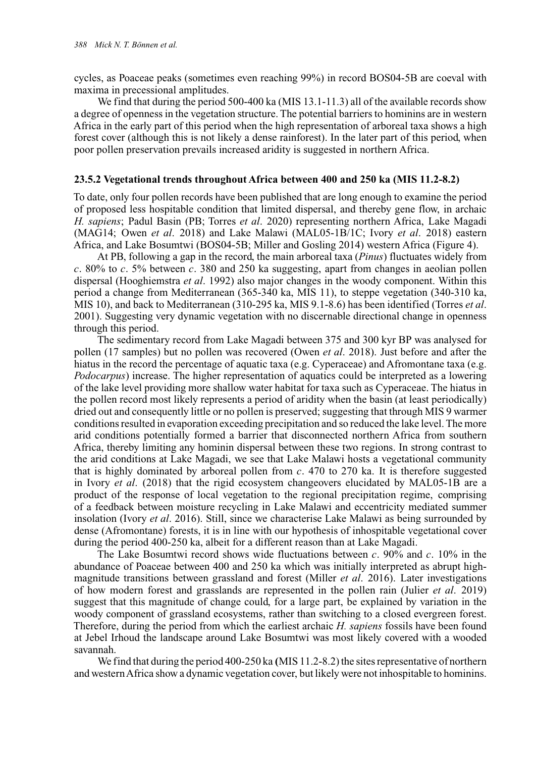cycles, as Poaceae peaks (sometimes even reaching 99%) in record BOS04-5B are coeval with maxima in precessional amplitudes.

We find that during the period 500-400 ka (MIS 13.1-11.3) all of the available records show a degree of openness in the vegetation structure. The potential barriers to hominins are in western Africa in the early part of this period when the high representation of arboreal taxa shows a high forest cover (although this is not likely a dense rainforest). In the later part of this period, when poor pollen preservation prevails increased aridity is suggested in northern Africa.

### 23.5.2 Vegetational trends throughout Africa between 400 and 250 ka (MIS 11.2-8.2)

To date, only four pollen records have been published that are long enough to examine the period of proposed less hospitable condition that limited dispersal, and thereby gene flow, in archaic *H. sapiens*; Padul Basin (PB; Torres *et al*. 2020) representing northern Africa, Lake Magadi (MAG14; Owen *et al*. 2018) and Lake Malawi (MAL05-1B/1C; Ivory *et al*. 2018) eastern Africa, and Lake Bosumtwi (BOS04-5B; Miller and Gosling 2014) western Africa (Figure 4).

At PB, following a gap in the record, the main arboreal taxa (*Pinus*) fluctuates widely from *c*. 80% to *c*. 5% between *c*. 380 and 250 ka suggesting, apart from changes in aeolian pollen dispersal (Hooghiemstra *et al*. 1992) also major changes in the woody component. Within this period a change from Mediterranean (365-340 ka, MIS 11), to steppe vegetation (340-310 ka, MIS 10), and back to Mediterranean (310-295 ka, MIS 9.1-8.6) has been identified (Torres *et al*. 2001). Suggesting very dynamic vegetation with no discernable directional change in openness through this period.

The sedimentary record from Lake Magadi between 375 and 300 kyr BP was analysed for pollen (17 samples) but no pollen was recovered (Owen *et al*. 2018). Just before and after the hiatus in the record the percentage of aquatic taxa (e.g. Cyperaceae) and Afromontane taxa (e.g. *Podocarpus*) increase. The higher representation of aquatics could be interpreted as a lowering of the lake level providing more shallow water habitat for taxa such as Cyperaceae. The hiatus in the pollen record most likely represents a period of aridity when the basin (at least periodically) dried out and consequently little or no pollen is preserved; suggesting that through MIS 9 warmer conditions resulted in evaporation exceeding precipitation and so reduced the lake level. The more arid conditions potentially formed a barrier that disconnected northern Africa from southern Africa, thereby limiting any hominin dispersal between these two regions. In strong contrast to the arid conditions at Lake Magadi, we see that Lake Malawi hosts a vegetational community that is highly dominated by arboreal pollen from *c*. 470 to 270 ka. It is therefore suggested in Ivory *et al*. (2018) that the rigid ecosystem changeovers elucidated by MAL05-1B are a product of the response of local vegetation to the regional precipitation regime, comprising of a feedback between moisture recycling in Lake Malawi and eccentricity mediated summer insolation (Ivory *et al*. 2016). Still, since we characterise Lake Malawi as being surrounded by dense (Afromontane) forests, it is in line with our hypothesis of inhospitable vegetational cover during the period 400-250 ka, albeit for a different reason than at Lake Magadi.

The Lake Bosumtwi record shows wide fluctuations between *c*. 90% and *c*. 10% in the abundance of Poaceae between 400 and 250 ka which was initially interpreted as abrupt high-magnitude transitions between grassland and forest (Miller *et al*. 2016). Later investigations of how modern forest and grasslands are represented in the pollen rain (Julier *et al*. 2019) suggest that this magnitude of change could, for a large part, be explained by variation in the woody component of grassland ecosystems, rather than switching to a closed evergreen forest. Therefore, during the period from which the earliest archaic *H. sapiens* fossils have been found at Jebel Irhoud the landscape around Lake Bosumtwi was most likely covered with a wooded savannah.

We find that during the period 400-250 ka (MIS 11.2-8.2) the sites representative of northern and western Africa show a dynamic vegetation cover, but likely were not inhospitable to hominins.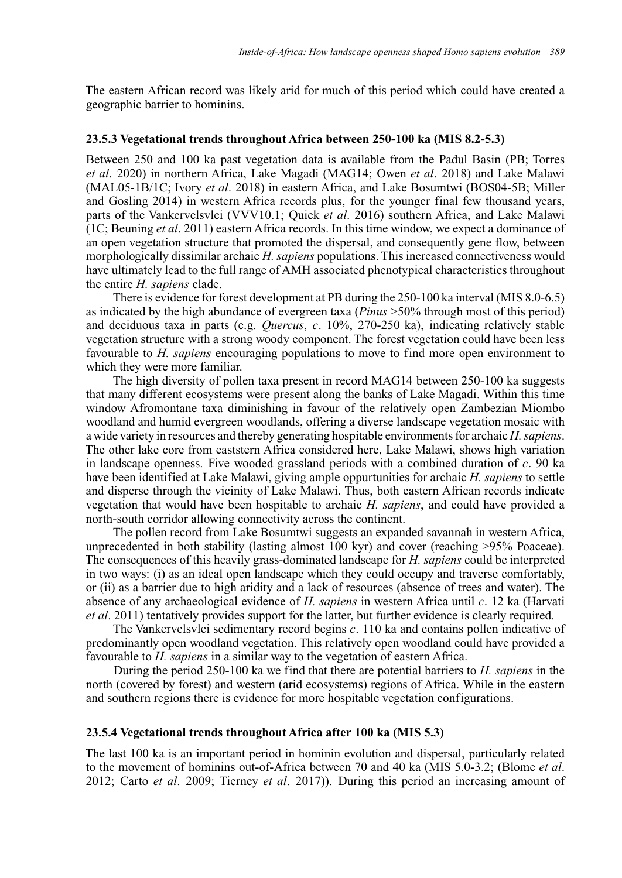The eastern African record was likely arid for much of this period which could have created a geographic barrier to hominins.

### 23.5.3 Vegetational trends throughout Africa between 250-100 ka (MIS 8.2-5.3)

Between 250 and 100 ka past vegetation data is available from the Padul Basin (PB; Torres *et al*. 2020) in northern Africa, Lake Magadi (MAG14; Owen *et al*. 2018) and Lake Malawi (MAL05-1B/1C; Ivory *et al*. 2018) in eastern Africa, and Lake Bosumtwi (BOS04-5B; Miller and Gosling 2014) in western Africa records plus, for the younger final few thousand years, parts of the Vankervelsvlei (VVV10.1; Quick *et al*. 2016) southern Africa, and Lake Malawi (1C; Beuning *et al*. 2011) eastern Africa records. In this time window, we expect a dominance of an open vegetation structure that promoted the dispersal, and consequently gene flow, between morphologically dissimilar archaic *H. sapiens* populations. This increased connectiveness would have ultimately lead to the full range of AMH associated phenotypical characteristics throughout the entire *H. sapiens* clade.

There is evidence for forest development at PB during the 250-100 ka interval (MIS 8.0-6.5) as indicated by the high abundance of evergreen taxa (*Pinus* >50% through most of this period) and deciduous taxa in parts (e.g. *Quercus*, *c*. 10%, 270-250 ka), indicating relatively stable vegetation structure with a strong woody component. The forest vegetation could have been less favourable to *H. sapiens* encouraging populations to move to find more open environment to which they were more familiar.

The high diversity of pollen taxa present in record MAG14 between 250-100 ka suggests that many different ecosystems were present along the banks of Lake Magadi. Within this time window Afromontane taxa diminishing in favour of the relatively open Zambezian Miombo woodland and humid evergreen woodlands, offering a diverse landscape vegetation mosaic with a wide variety in resources and thereby generating hospitable environments for archaic *H. sapiens*. The other lake core from eaststern Africa considered here, Lake Malawi, shows high variation in landscape openness. Five wooded grassland periods with a combined duration of *c*. 90 ka have been identified at Lake Malawi, giving ample oppurtunities for archaic *H. sapiens* to settle and disperse through the vicinity of Lake Malawi. Thus, both eastern African records indicate vegetation that would have been hospitable to archaic *H. sapiens*, and could have provided a north-south corridor allowing connectivity across the continent.

The pollen record from Lake Bosumtwi suggests an expanded savannah in western Africa, unprecedented in both stability (lasting almost 100 kyr) and cover (reaching >95% Poaceae). The consequences of this heavily grass-dominated landscape for *H. sapiens* could be interpreted in two ways: (i) as an ideal open landscape which they could occupy and traverse comfortably, or (ii) as a barrier due to high aridity and a lack of resources (absence of trees and water). The absence of any archaeological evidence of *H. sapiens* in western Africa until *c*. 12 ka (Harvati *et al*. 2011) tentatively provides support for the latter, but further evidence is clearly required.

The Vankervelsvlei sedimentary record begins *c*. 110 ka and contains pollen indicative of predominantly open woodland vegetation. This relatively open woodland could have provided a favourable to *H. sapiens* in a similar way to the vegetation of eastern Africa.

During the period 250-100 ka we find that there are potential barriers to *H. sapiens* in the north (covered by forest) and western (arid ecosystems) regions of Africa. While in the eastern and southern regions there is evidence for more hospitable vegetation configurations.

### 23.5.4 Vegetational trends throughout Africa after 100 ka (MIS 5.3)

The last 100 ka is an important period in hominin evolution and dispersal, particularly related to the movement of hominins out-of-Africa between 70 and 40 ka (MIS 5.0-3.2; (Blome *et al*. 2012; Carto *et al*. 2009; Tierney *et al*. 2017)). During this period an increasing amount of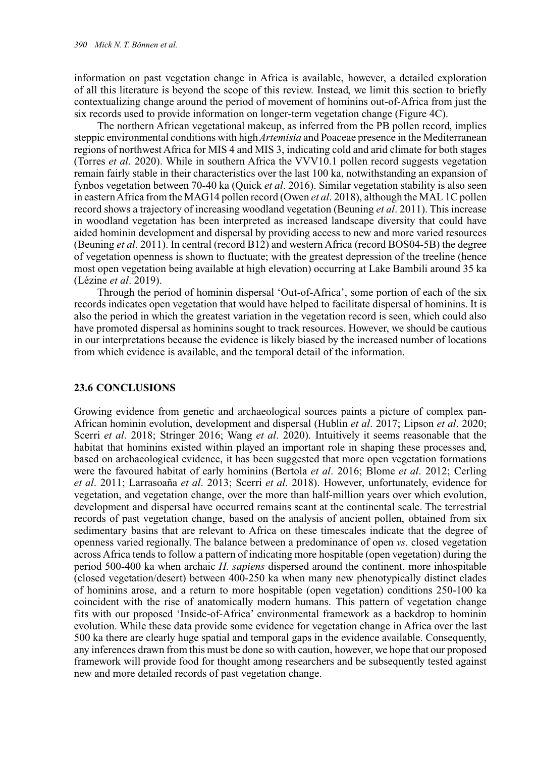information on past vegetation change in Africa is available, however, a detailed exploration of all this literature is beyond the scope of this review. Instead, we limit this section to briefly contextualizing change around the period of movement of hominins out-of-Africa from just the six records used to provide information on longer-term vegetation change (Figure 4C).

The northern African vegetational makeup, as inferred from the PB pollen record, implies steppic environmental conditions with high *Artemisia* and Poaceae presence in the Mediterranean regions of northwest Africa for MIS 4 and MIS 3, indicating cold and arid climate for both stages (Torres *et al*. 2020). While in southern Africa the VVV10.1 pollen record suggests vegetation remain fairly stable in their characteristics over the last 100 ka, notwithstanding an expansion of fynbos vegetation between 70-40 ka (Quick *et al*. 2016). Similar vegetation stability is also seen in eastern Africa from the MAG14 pollen record (Owen *et al*. 2018), although the MAL 1C pollen record shows a trajectory of increasing woodland vegetation (Beuning *et al*. 2011). This increase in woodland vegetation has been interpreted as increased landscape diversity that could have aided hominin development and dispersal by providing access to new and more varied resources (Beuning *et al*. 2011). In central (record B12) and western Africa (record BOS04-5B) the degree of vegetation openness is shown to fluctuate; with the greatest depression of the treeline (hence most open vegetation being available at high elevation) occurring at Lake Bambili around 35 ka (Lézine *et al*. 2019).

Through the period of hominin dispersal 'Out-of-Africa', some portion of each of the six records indicates open vegetation that would have helped to facilitate dispersal of hominins. It is also the period in which the greatest variation in the vegetation record is seen, which could also have promoted dispersal as hominins sought to track resources. However, we should be cautious in our interpretations because the evidence is likely biased by the increased number of locations from which evidence is available, and the temporal detail of the information.

## 23.6 CONCLUSIONS

Growing evidence from genetic and archaeological sources paints a picture of complex pan-African hominin evolution, development and dispersal (Hublin *et al*. 2017; Lipson *et al*. 2020; Scerri *et al*. 2018; Stringer 2016; Wang *et al*. 2020). Intuitively it seems reasonable that the habitat that hominins existed within played an important role in shaping these processes and, based on archaeological evidence, it has been suggested that more open vegetation formations were the favoured habitat of early hominins (Bertola *et al*. 2016; Blome *et al*. 2012; Cerling *et al*. 2011; Larrasoaña *et al*. 2013; Scerri *et al*. 2018). However, unfortunately, evidence for vegetation, and vegetation change, over the more than half-million years over which evolution, development and dispersal have occurred remains scant at the continental scale. The terrestrial records of past vegetation change, based on the analysis of ancient pollen, obtained from six sedimentary basins that are relevant to Africa on these timescales indicate that the degree of openness varied regionally. The balance between a predominance of open *vs.* closed vegetation across Africa tends to follow a pattern of indicating more hospitable (open vegetation) during the period 500-400 ka when archaic *H. sapiens* dispersed around the continent, more inhospitable (closed vegetation/desert) between 400-250 ka when many new phenotypically distinct clades of hominins arose, and a return to more hospitable (open vegetation) conditions 250-100 ka coincident with the rise of anatomically modern humans. This pattern of vegetation change fits with our proposed 'Inside-of-Africa' environmental framework as a backdrop to hominin evolution. While these data provide some evidence for vegetation change in Africa over the last 500 ka there are clearly huge spatial and temporal gaps in the evidence available. Consequently, any inferences drawn from this must be done so with caution, however, we hope that our proposed framework will provide food for thought among researchers and be subsequently tested against new and more detailed records of past vegetation change.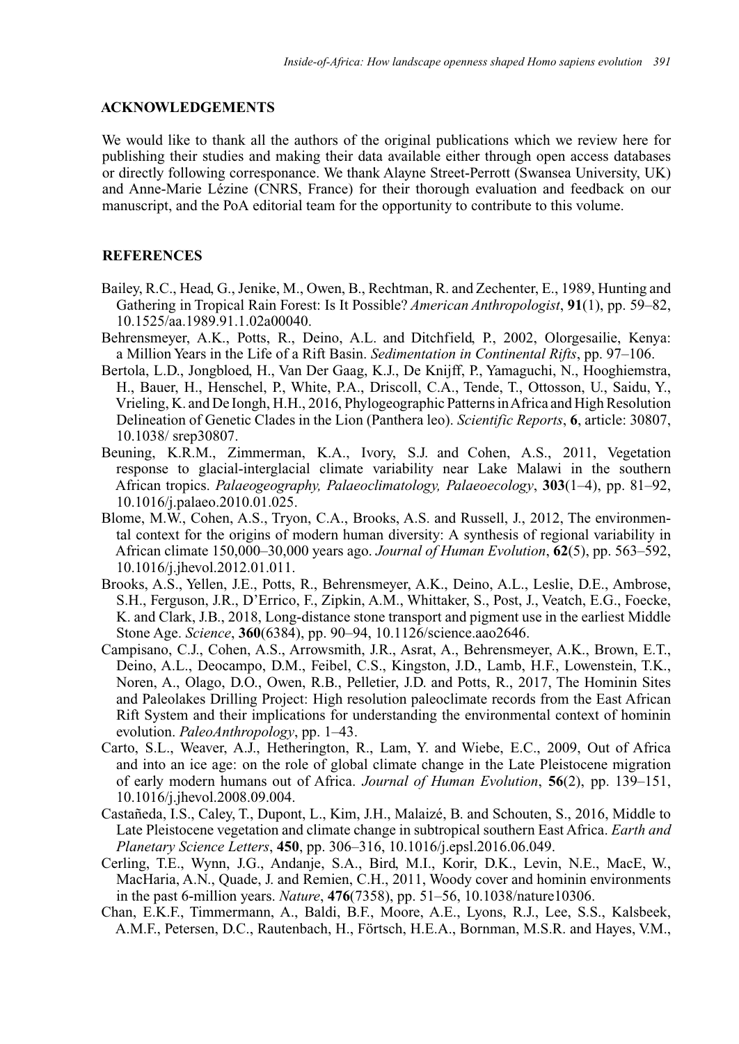## ACKNOWLEDGEMENTS

We would like to thank all the authors of the original publications which we review here for publishing their studies and making their data available either through open access databases or directly following corresponance. We thank Alayne Street-Perrott (Swansea University, UK) and Anne-Marie Lézine (CNRS, France) for their thorough evaluation and feedback on our manuscript, and the PoA editorial team for the opportunity to contribute to this volume.

## REFERENCES

Bailey, R.C., Head, G., Jenike, M., Owen, B., Rechtman, R. and Zechenter, E., 1989, Hunting and Gathering in Tropical Rain Forest: Is It Possible? *American Anthropologist*, **91**(1), pp. 59–82, 10.1525/aa.1989.91.1.02a00040.

Behrensmeyer, A.K., Potts, R., Deino, A.L. and Ditchfield, P., 2002, Olorgesailie, Kenya: a Million Years in the Life of a Rift Basin. *Sedimentation in Continental Rifts*, pp. 97–106.

Bertola, L.D., Jongbloed, H., Van Der Gaag, K.J., De Knijff, P., Yamaguchi, N., Hooghiemstra, H., Bauer, H., Henschel, P., White, P.A., Driscoll, C.A., Tende, T., Ottosson, U., Saidu, Y., Vrieling, K. and De Iongh, H.H., 2016, Phylogeographic Patterns in Africa and High Resolution Delineation of Genetic Clades in the Lion (Panthera leo). *Scientific Reports*, **6**, article: 30807, 10.1038/ srep30807.

Beuning, K.R.M., Zimmerman, K.A., Ivory, S.J. and Cohen, A.S., 2011, Vegetation response to glacial-interglacial climate variability near Lake Malawi in the southern African tropics. *Palaeogeography, Palaeoclimatology, Palaeoecology*, **303**(1–4), pp. 81–92, 10.1016/j.palaeo.2010.01.025.

Blome, M.W., Cohen, A.S., Tryon, C.A., Brooks, A.S. and Russell, J., 2012, The environmental context for the origins of modern human diversity: A synthesis of regional variability in African climate 150,000–30,000 years ago. *Journal of Human Evolution*, **62**(5), pp. 563–592, 10.1016/j.jhevol.2012.01.011.

Brooks, A.S., Yellen, J.E., Potts, R., Behrensmeyer, A.K., Deino, A.L., Leslie, D.E., Ambrose, S.H., Ferguson, J.R., D'Errico, F., Zipkin, A.M., Whittaker, S., Post, J., Veatch, E.G., Foecke, K. and Clark, J.B., 2018, Long-distance stone transport and pigment use in the earliest Middle Stone Age. *Science*, **360**(6384), pp. 90–94, 10.1126/science.aao2646.

Campisano, C.J., Cohen, A.S., Arrowsmith, J.R., Asrat, A., Behrensmeyer, A.K., Brown, E.T., Deino, A.L., Deocampo, D.M., Feibel, C.S., Kingston, J.D., Lamb, H.F., Lowenstein, T.K., Noren, A., Olago, D.O., Owen, R.B., Pelletier, J.D. and Potts, R., 2017, The Hominin Sites and Paleolakes Drilling Project: High resolution paleoclimate records from the East African Rift System and their implications for understanding the environmental context of hominin evolution. *PaleoAnthropology*, pp. 1–43.

Carto, S.L., Weaver, A.J., Hetherington, R., Lam, Y. and Wiebe, E.C., 2009, Out of Africa and into an ice age: on the role of global climate change in the Late Pleistocene migration of early modern humans out of Africa. *Journal of Human Evolution*, **56**(2), pp. 139–151, 10.1016/j.jhevol.2008.09.004.

Castañeda, I.S., Caley, T., Dupont, L., Kim, J.H., Malaizé, B. and Schouten, S., 2016, Middle to Late Pleistocene vegetation and climate change in subtropical southern East Africa. *Earth and Planetary Science Letters*, **450**, pp. 306–316, 10.1016/j.epsl.2016.06.049.

Cerling, T.E., Wynn, J.G., Andanje, S.A., Bird, M.I., Korir, D.K., Levin, N.E., MacE, W., MacHaria, A.N., Quade, J. and Remien, C.H., 2011, Woody cover and hominin environments in the past 6-million years. *Nature*, **476**(7358), pp. 51–56, 10.1038/nature10306.

Chan, E.K.F., Timmermann, A., Baldi, B.F., Moore, A.E., Lyons, R.J., Lee, S.S., Kalsbeek, A.M.F., Petersen, D.C., Rautenbach, H., Förtsch, H.E.A., Bornman, M.S.R. and Hayes, V.M.,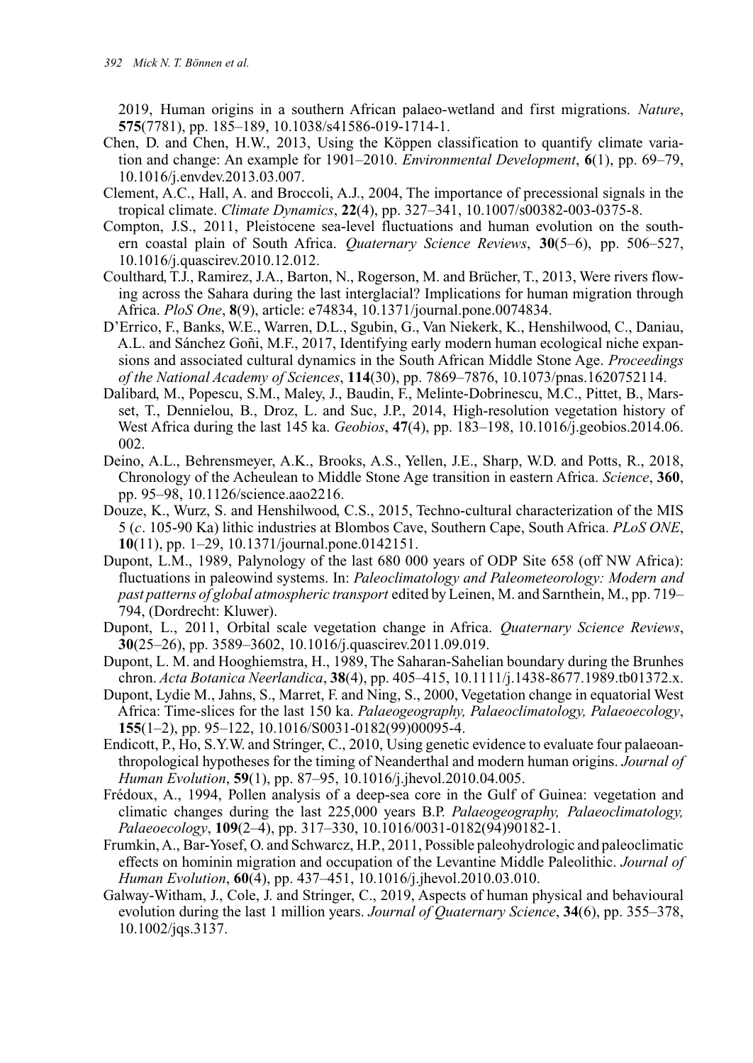2019, Human origins in a southern African palaeo-wetland and first migrations. *Nature*, **575**(7781), pp. 185–189, 10.1038/s41586-019-1714-1.

Chen, D. and Chen, H.W., 2013, Using the Köppen classification to quantify climate variation and change: An example for 1901–2010. *Environmental Development*, **6**(1), pp. 69–79, 10.1016/j.envdev.2013.03.007.

Clement, A.C., Hall, A. and Broccoli, A.J., 2004, The importance of precessional signals in the tropical climate. *Climate Dynamics*, **22**(4), pp. 327–341, 10.1007/s00382-003-0375-8.

Compton, J.S., 2011, Pleistocene sea-level fluctuations and human evolution on the southern coastal plain of South Africa. *Quaternary Science Reviews*, **30**(5–6), pp. 506–527, 10.1016/j.quascirev.2010.12.012.

Coulthard, T.J., Ramirez, J.A., Barton, N., Rogerson, M. and Brücher, T., 2013, Were rivers flowing across the Sahara during the last interglacial? Implications for human migration through Africa. *PloS One*, **8**(9), article: e74834, 10.1371/journal.pone.0074834.

D'Errico, F., Banks, W.E., Warren, D.L., Sgubin, G., Van Niekerk, K., Henshilwood, C., Daniau, A.L. and Sánchez Goñi, M.F., 2017, Identifying early modern human ecological niche expansions and associated cultural dynamics in the South African Middle Stone Age. *Proceedings of the National Academy of Sciences*, **114**(30), pp. 7869–7876, 10.1073/pnas.1620752114.

Dalibard, M., Popescu, S.M., Maley, J., Baudin, F., Melinte-Dobrinescu, M.C., Pittet, B., Marsset, T., Dennielou, B., Droz, L. and Suc, J.P., 2014, High-resolution vegetation history of West Africa during the last 145 ka. *Geobios*, **47**(4), pp. 183–198, 10.1016/j.geobios.2014.06.002.

Deino, A.L., Behrensmeyer, A.K., Brooks, A.S., Yellen, J.E., Sharp, W.D. and Potts, R., 2018, Chronology of the Acheulean to Middle Stone Age transition in eastern Africa. *Science*, **360**, pp. 95–98, 10.1126/science.aao2216.

Douze, K., Wurz, S. and Henshilwood, C.S., 2015, Techno-cultural characterization of the MIS 5 (*c*. 105-90 Ka) lithic industries at Blombos Cave, Southern Cape, South Africa. *PLoS ONE*, **10**(11), pp. 1–29, 10.1371/journal.pone.0142151.

Dupont, L.M., 1989, Palynology of the last 680 000 years of ODP Site 658 (off NW Africa): fluctuations in paleowind systems. In: *Paleoclimatology and Paleometeorology: Modern and past patterns of global atmospheric transport* edited by Leinen, M. and Sarnthein, M., pp. 719–794, (Dordrecht: Kluwer).

Dupont, L., 2011, Orbital scale vegetation change in Africa. *Quaternary Science Reviews*, **30**(25–26), pp. 3589–3602, 10.1016/j.quascirev.2011.09.019.

Dupont, L. M. and Hooghiemstra, H., 1989, The Saharan-Sahelian boundary during the Brunhes chron. *Acta Botanica Neerlandica*, **38**(4), pp. 405–415, 10.1111/j.1438-8677.1989.tb01372.x.

Dupont, Lydie M., Jahns, S., Marret, F. and Ning, S., 2000, Vegetation change in equatorial West Africa: Time-slices for the last 150 ka. *Palaeogeography, Palaeoclimatology, Palaeoecology*, **155**(1–2), pp. 95–122, 10.1016/S0031-0182(99)00095-4.

Endicott, P., Ho, S.Y.W. and Stringer, C., 2010, Using genetic evidence to evaluate four palaeoanthropological hypotheses for the timing of Neanderthal and modern human origins. *Journal of Human Evolution*, **59**(1), pp. 87–95, 10.1016/j.jhevol.2010.04.005.

Frédoux, A., 1994, Pollen analysis of a deep-sea core in the Gulf of Guinea: vegetation and climatic changes during the last 225,000 years B.P. *Palaeogeography, Palaeoclimatology, Palaeoecology*, **109**(2–4), pp. 317–330, 10.1016/0031-0182(94)90182-1.

Frumkin, A., Bar-Yosef, O. and Schwarcz, H.P., 2011, Possible paleohydrologic and paleoclimatic effects on hominin migration and occupation of the Levantine Middle Paleolithic. *Journal of Human Evolution*, **60**(4), pp. 437–451, 10.1016/j.jhevol.2010.03.010.

Galway-Witham, J., Cole, J. and Stringer, C., 2019, Aspects of human physical and behavioural evolution during the last 1 million years. *Journal of Quaternary Science*, **34**(6), pp. 355–378, 10.1002/jqs.3137.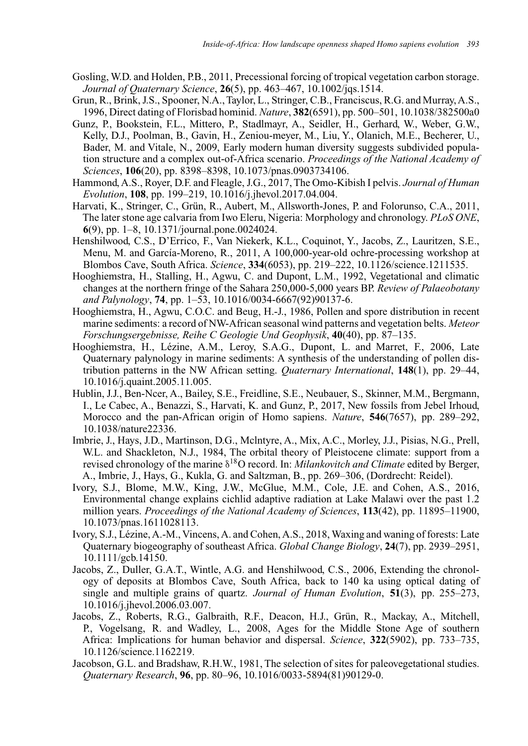Gosling, W.D. and Holden, P.B., 2011, Precessional forcing of tropical vegetation carbon storage. *Journal of Quaternary Science*, **26**(5), pp. 463–467, 10.1002/jqs.1514.

Grun, R., Brink, J.S., Spooner, N.A., Taylor, L., Stringer, C.B., Franciscus, R.G. and Murray, A.S., 1996, Direct dating of Florisbad hominid. *Nature*, **382**(6591), pp. 500–501, 10.1038/382500a0

Gunz, P., Bookstein, F.L., Mittero, P., Stadlmayr, A., Seidler, H., Gerhard, W., Weber, G.W., Kelly, D.J., Poolman, B., Gavin, H., Zeniou-meyer, M., Liu, Y., Olanich, M.E., Becherer, U., Bader, M. and Vitale, N., 2009, Early modern human diversity suggests subdivided population structure and a complex out-of-Africa scenario. *Proceedings of the National Academy of Sciences*, **106**(20), pp. 8398–8398, 10.1073/pnas.0903734106.

Hammond, A.S., Royer, D.F. and Fleagle, J.G., 2017, The Omo-Kibish I pelvis. *Journal of Human Evolution*, **108**, pp. 199–219, 10.1016/j.jhevol.2017.04.004.

Harvati, K., Stringer, C., Grün, R., Aubert, M., Allsworth-Jones, P. and Folorunso, C.A., 2011, The later stone age calvaria from Iwo Eleru, Nigeria: Morphology and chronology. *PLoS ONE*, **6**(9), pp. 1–8, 10.1371/journal.pone.0024024.

Henshilwood, C.S., D'Errico, F., Van Niekerk, K.L., Coquinot, Y., Jacobs, Z., Lauritzen, S.E., Menu, M. and García-Moreno, R., 2011, A 100,000-year-old ochre-processing workshop at Blombos Cave, South Africa. *Science*, **334**(6053), pp. 219–222, 10.1126/science.1211535.

Hooghiemstra, H., Stalling, H., Agwu, C. and Dupont, L.M., 1992, Vegetational and climatic changes at the northern fringe of the Sahara 250,000-5,000 years BP. *Review of Palaeobotany and Palynology*, **74**, pp. 1–53, 10.1016/0034-6667(92)90137-6.

Hooghiemstra, H., Agwu, C.O.C. and Beug, H.-J., 1986, Pollen and spore distribution in recent marine sediments: a record of NW-African seasonal wind patterns and vegetation belts. *Meteor Forschungsergebnisse, Reihe C Geologie Und Geophysik*, **40**(40), pp. 87–135.

Hooghiemstra, H., Lézine, A.M., Leroy, S.A.G., Dupont, L. and Marret, F., 2006, Late Quaternary palynology in marine sediments: A synthesis of the understanding of pollen distribution patterns in the NW African setting. *Quaternary International*, **148**(1), pp. 29–44, 10.1016/j.quaint.2005.11.005.

Hublin, J.J., Ben-Ncer, A., Bailey, S.E., Freidline, S.E., Neubauer, S., Skinner, M.M., Bergmann, I., Le Cabec, A., Benazzi, S., Harvati, K. and Gunz, P., 2017, New fossils from Jebel Irhoud, Morocco and the pan-African origin of Homo sapiens. *Nature*, **546**(7657), pp. 289–292, 10.1038/nature22336.

Imbrie, J., Hays, J.D., Martinson, D.G., Mclntyre, A., Mix, A.C., Morley, J.J., Pisias, N.G., Prell, W.L. and Shackleton, N.J., 1984, The orbital theory of Pleistocene climate: support from a revised chronology of the marine $\delta^{18}$O record. In: *Milankovitch and Climate* edited by Berger, A., Imbrie, J., Hays, G., Kukla, G. and Saltzman, B., pp. 269–306, (Dordrecht: Reidel).

Ivory, S.J., Blome, M.W., King, J.W., McGlue, M.M., Cole, J.E. and Cohen, A.S., 2016, Environmental change explains cichlid adaptive radiation at Lake Malawi over the past 1.2 million years. *Proceedings of the National Academy of Sciences*, **113**(42), pp. 11895–11900, 10.1073/pnas.1611028113.

Ivory, S.J., Lézine, A.-M., Vincens, A. and Cohen, A.S., 2018, Waxing and waning of forests: Late Quaternary biogeography of southeast Africa. *Global Change Biology*, **24**(7), pp. 2939–2951, 10.1111/gcb.14150.

Jacobs, Z., Duller, G.A.T., Wintle, A.G. and Henshilwood, C.S., 2006, Extending the chronology of deposits at Blombos Cave, South Africa, back to 140 ka using optical dating of single and multiple grains of quartz. *Journal of Human Evolution*, **51**(3), pp. 255–273, 10.1016/j.jhevol.2006.03.007.

Jacobs, Z., Roberts, R.G., Galbraith, R.F., Deacon, H.J., Grün, R., Mackay, A., Mitchell, P., Vogelsang, R. and Wadley, L., 2008, Ages for the Middle Stone Age of southern Africa: Implications for human behavior and dispersal. *Science*, **322**(5902), pp. 733–735, 10.1126/science.1162219.

Jacobson, G.L. and Bradshaw, R.H.W., 1981, The selection of sites for paleovegetational studies. *Quaternary Research*, **96**, pp. 80–96, 10.1016/0033-5894(81)90129-0.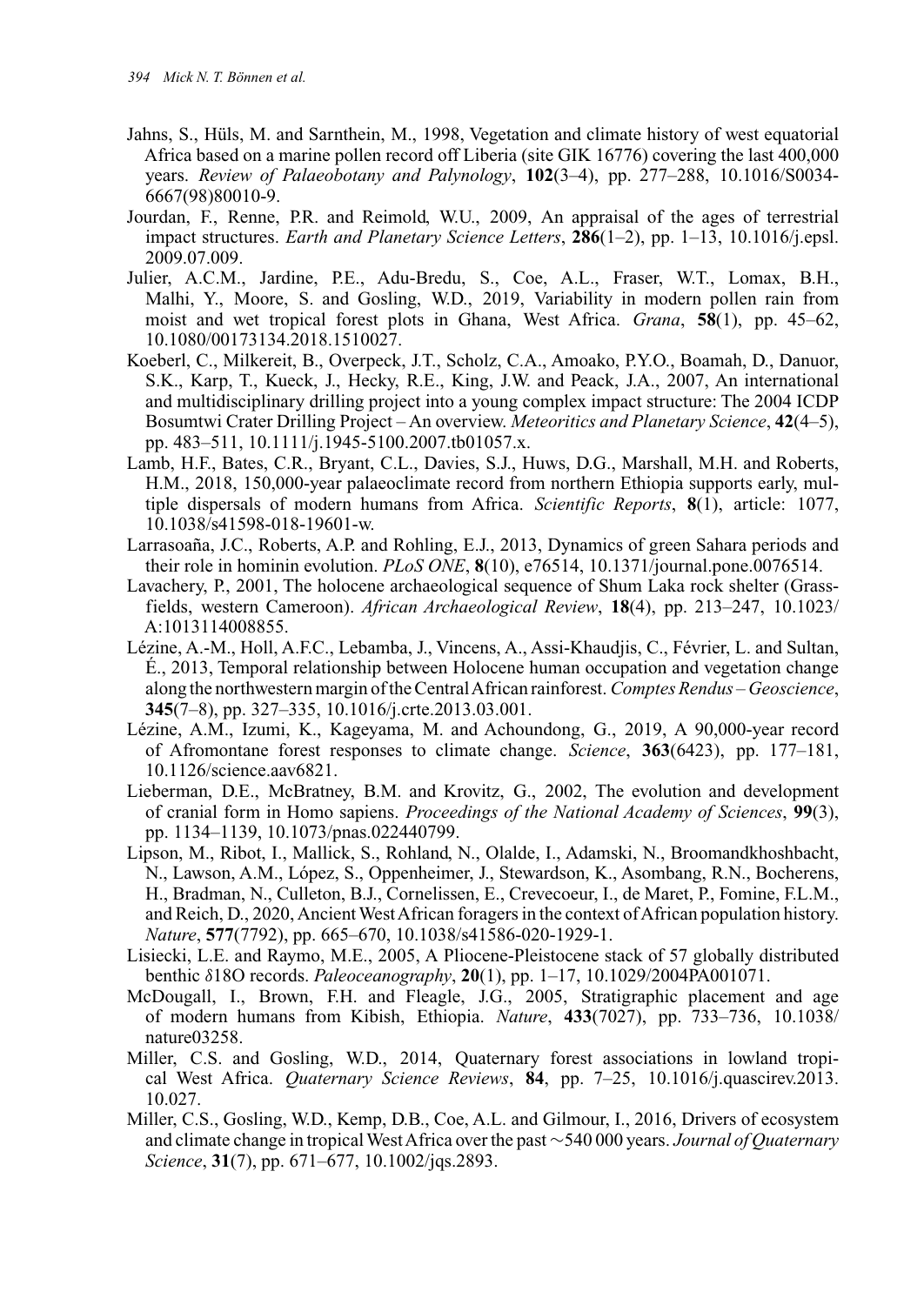Jahns, S., Hüls, M. and Sarnthein, M., 1998, Vegetation and climate history of west equatorial Africa based on a marine pollen record off Liberia (site GIK 16776) covering the last 400,000 years. *Review of Palaeobotany and Palynology*, **102**(3–4), pp. 277–288, 10.1016/S0034-6667(98)80010-9.

Jourdan, F., Renne, P.R. and Reimold, W.U., 2009, An appraisal of the ages of terrestrial impact structures. *Earth and Planetary Science Letters*, **286**(1–2), pp. 1–13, 10.1016/j.epsl.2009.07.009.

Julier, A.C.M., Jardine, P.E., Adu-Bredu, S., Coe, A.L., Fraser, W.T., Lomax, B.H., Malhi, Y., Moore, S. and Gosling, W.D., 2019, Variability in modern pollen rain from moist and wet tropical forest plots in Ghana, West Africa. *Grana*, **58**(1), pp. 45–62, 10.1080/00173134.2018.1510027.

Koeberl, C., Milkereit, B., Overpeck, J.T., Scholz, C.A., Amoako, P.Y.O., Boamah, D., Danuor, S.K., Karp, T., Kueck, J., Hecky, R.E., King, J.W. and Peack, J.A., 2007, An international and multidisciplinary drilling project into a young complex impact structure: The 2004 ICDP Bosumtwi Crater Drilling Project – An overview. *Meteoritics and Planetary Science*, **42**(4–5), pp. 483–511, 10.1111/j.1945-5100.2007.tb01057.x.

Lamb, H.F., Bates, C.R., Bryant, C.L., Davies, S.J., Huws, D.G., Marshall, M.H. and Roberts, H.M., 2018, 150,000-year palaeoclimate record from northern Ethiopia supports early, multiple dispersals of modern humans from Africa. *Scientific Reports*, **8**(1), article: 1077, 10.1038/s41598-018-19601-w.

Larrasoaña, J.C., Roberts, A.P. and Rohling, E.J., 2013, Dynamics of green Sahara periods and their role in hominin evolution. *PLoS ONE*, **8**(10), e76514, 10.1371/journal.pone.0076514.

Lavachery, P., 2001, The holocene archaeological sequence of Shum Laka rock shelter (Grassfields, western Cameroon). *African Archaeological Review*, **18**(4), pp. 213–247, 10.1023/A:1013114008855.

Lézine, A.-M., Holl, A.F.C., Lebamba, J., Vincens, A., Assi-Khaudjis, C., Février, L. and Sultan, É., 2013, Temporal relationship between Holocene human occupation and vegetation change along the northwestern margin of the Central African rainforest. *Comptes Rendus – Geoscience*, **345**(7–8), pp. 327–335, 10.1016/j.crte.2013.03.001.

Lézine, A.M., Izumi, K., Kageyama, M. and Achoundong, G., 2019, A 90,000-year record of Afromontane forest responses to climate change. *Science*, **363**(6423), pp. 177–181, 10.1126/science.aav6821.

Lieberman, D.E., McBratney, B.M. and Krovitz, G., 2002, The evolution and development of cranial form in Homo sapiens. *Proceedings of the National Academy of Sciences*, **99**(3), pp. 1134–1139, 10.1073/pnas.022440799.

Lipson, M., Ribot, I., Mallick, S., Rohland, N., Olalde, I., Adamski, N., Broomandkhoshbacht, N., Lawson, A.M., López, S., Oppenheimer, J., Stewardson, K., Asombang, R.N., Bocherens, H., Bradman, N., Culleton, B.J., Cornelissen, E., Crevecoeur, I., de Maret, P., Fomine, F.L.M., and Reich, D., 2020, Ancient West African foragers in the context of African population history. *Nature*, **577**(7792), pp. 665–670, 10.1038/s41586-020-1929-1.

Lisiecki, L.E. and Raymo, M.E., 2005, A Pliocene-Pleistocene stack of 57 globally distributed benthic $\delta$18O records. *Paleoceanography*, **20**(1), pp. 1–17, 10.1029/2004PA001071.

McDougall, I., Brown, F.H. and Fleagle, J.G., 2005, Stratigraphic placement and age of modern humans from Kibish, Ethiopia. *Nature*, **433**(7027), pp. 733–736, 10.1038/nature03258.

Miller, C.S. and Gosling, W.D., 2014, Quaternary forest associations in lowland tropical West Africa. *Quaternary Science Reviews*, **84**, pp. 7–25, 10.1016/j.quascirev.2013.10.027.

Miller, C.S., Gosling, W.D., Kemp, D.B., Coe, A.L. and Gilmour, I., 2016, Drivers of ecosystem and climate change in tropical West Africa over the past ∼540 000 years. *Journal of Quaternary Science*, **31**(7), pp. 671–677, 10.1002/jqs.2893.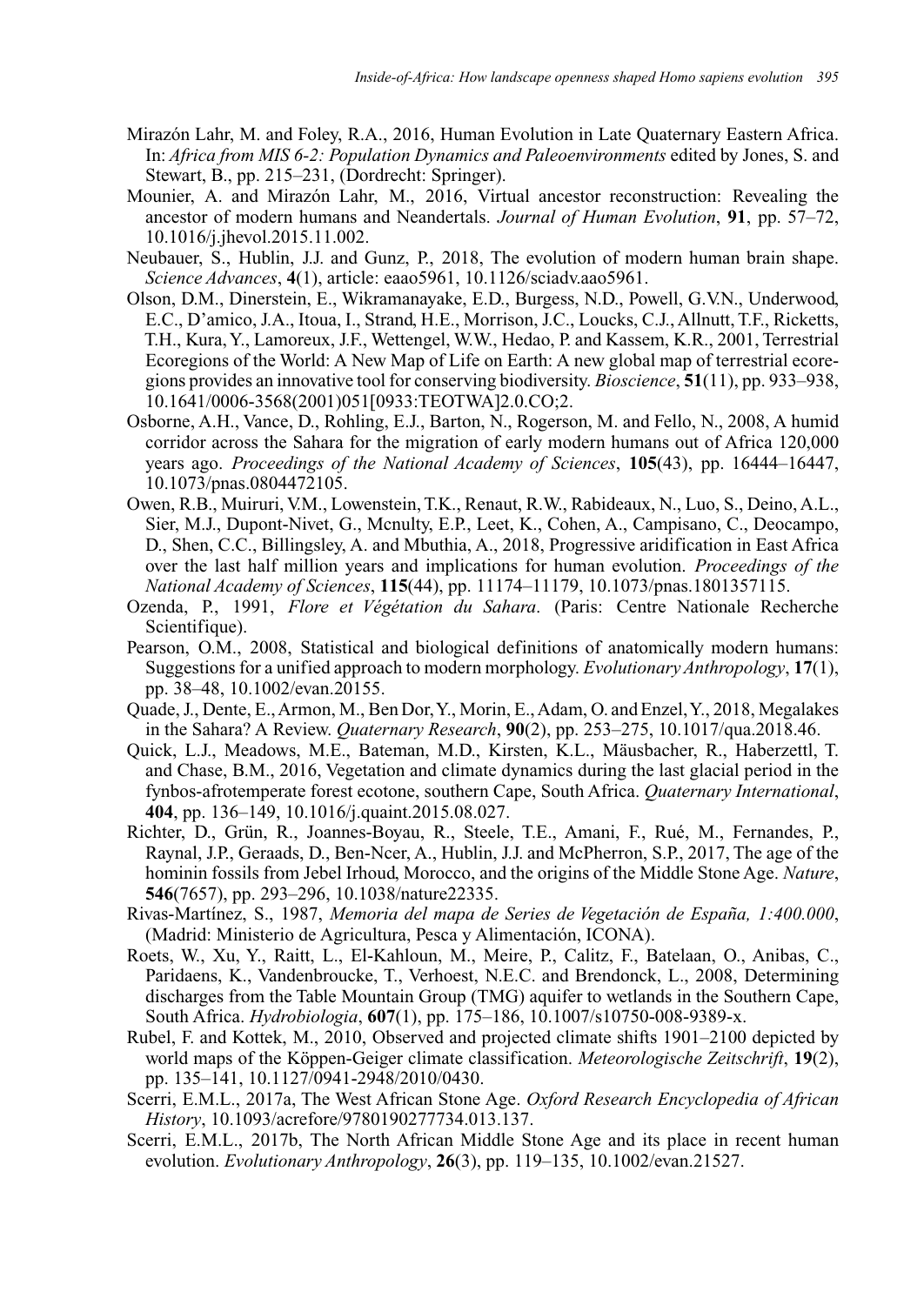Mirazón Lahr, M. and Foley, R.A., 2016, Human Evolution in Late Quaternary Eastern Africa. In: *Africa from MIS 6-2: Population Dynamics and Paleoenvironments* edited by Jones, S. and Stewart, B., pp. 215–231, (Dordrecht: Springer).

Mounier, A. and Mirazón Lahr, M., 2016, Virtual ancestor reconstruction: Revealing the ancestor of modern humans and Neandertals. *Journal of Human Evolution*, **91**, pp. 57–72, 10.1016/j.jhevol.2015.11.002.

Neubauer, S., Hublin, J.J. and Gunz, P., 2018, The evolution of modern human brain shape. *Science Advances*, **4**(1), article: eaao5961, 10.1126/sciadv.aao5961.

Olson, D.M., Dinerstein, E., Wikramanayake, E.D., Burgess, N.D., Powell, G.V.N., Underwood, E.C., D'amico, J.A., Itoua, I., Strand, H.E., Morrison, J.C., Loucks, C.J., Allnutt, T.F., Ricketts, T.H., Kura, Y., Lamoreux, J.F., Wettengel, W.W., Hedao, P. and Kassem, K.R., 2001, Terrestrial Ecoregions of the World: A New Map of Life on Earth: A new global map of terrestrial ecoregions provides an innovative tool for conserving biodiversity. *Bioscience*, **51**(11), pp. 933–938, 10.1641/0006-3568(2001)051[0933:TEOTWA]2.0.CO;2.

Osborne, A.H., Vance, D., Rohling, E.J., Barton, N., Rogerson, M. and Fello, N., 2008, A humid corridor across the Sahara for the migration of early modern humans out of Africa 120,000 years ago. *Proceedings of the National Academy of Sciences*, **105**(43), pp. 16444–16447, 10.1073/pnas.0804472105.

Owen, R.B., Muiruri, V.M., Lowenstein, T.K., Renaut, R.W., Rabideaux, N., Luo, S., Deino, A.L., Sier, M.J., Dupont-Nivet, G., Mcnulty, E.P., Leet, K., Cohen, A., Campisano, C., Deocampo, D., Shen, C.C., Billingsley, A. and Mbuthia, A., 2018, Progressive aridification in East Africa over the last half million years and implications for human evolution. *Proceedings of the National Academy of Sciences*, **115**(44), pp. 11174–11179, 10.1073/pnas.1801357115.

Ozenda, P., 1991, *Flore et Végétation du Sahara*. (Paris: Centre Nationale Recherche Scientifique).

Pearson, O.M., 2008, Statistical and biological definitions of anatomically modern humans: Suggestions for a unified approach to modern morphology. *Evolutionary Anthropology*, **17**(1), pp. 38–48, 10.1002/evan.20155.

Quade, J., Dente, E., Armon, M., Ben Dor, Y., Morin, E., Adam, O. and Enzel, Y., 2018, Megalakes in the Sahara? A Review. *Quaternary Research*, **90**(2), pp. 253–275, 10.1017/qua.2018.46.

Quick, L.J., Meadows, M.E., Bateman, M.D., Kirsten, K.L., Mäusbacher, R., Haberzettl, T. and Chase, B.M., 2016, Vegetation and climate dynamics during the last glacial period in the fynbos-afrotemperate forest ecotone, southern Cape, South Africa. *Quaternary International*, **404**, pp. 136–149, 10.1016/j.quaint.2015.08.027.

Richter, D., Grün, R., Joannes-Boyau, R., Steele, T.E., Amani, F., Rué, M., Fernandes, P., Raynal, J.P., Geraads, D., Ben-Ncer, A., Hublin, J.J. and McPherron, S.P., 2017, The age of the hominin fossils from Jebel Irhoud, Morocco, and the origins of the Middle Stone Age. *Nature*, **546**(7657), pp. 293–296, 10.1038/nature22335.

Rivas-Martínez, S., 1987, *Memoria del mapa de Series de Vegetación de España, 1:400.000*, (Madrid: Ministerio de Agricultura, Pesca y Alimentación, ICONA).

Roets, W., Xu, Y., Raitt, L., El-Kahloun, M., Meire, P., Calitz, F., Batelaan, O., Anibas, C., Paridaens, K., Vandenbroucke, T., Verhoest, N.E.C. and Brendonck, L., 2008, Determining discharges from the Table Mountain Group (TMG) aquifer to wetlands in the Southern Cape, South Africa. *Hydrobiologia*, **607**(1), pp. 175–186, 10.1007/s10750-008-9389-x.

Rubel, F. and Kottek, M., 2010, Observed and projected climate shifts 1901–2100 depicted by world maps of the Köppen-Geiger climate classification. *Meteorologische Zeitschrift*, **19**(2), pp. 135–141, 10.1127/0941-2948/2010/0430.

Scerri, E.M.L., 2017a, The West African Stone Age. *Oxford Research Encyclopedia of African History*, 10.1093/acrefore/9780190277734.013.137.

Scerri, E.M.L., 2017b, The North African Middle Stone Age and its place in recent human evolution. *Evolutionary Anthropology*, **26**(3), pp. 119–135, 10.1002/evan.21527.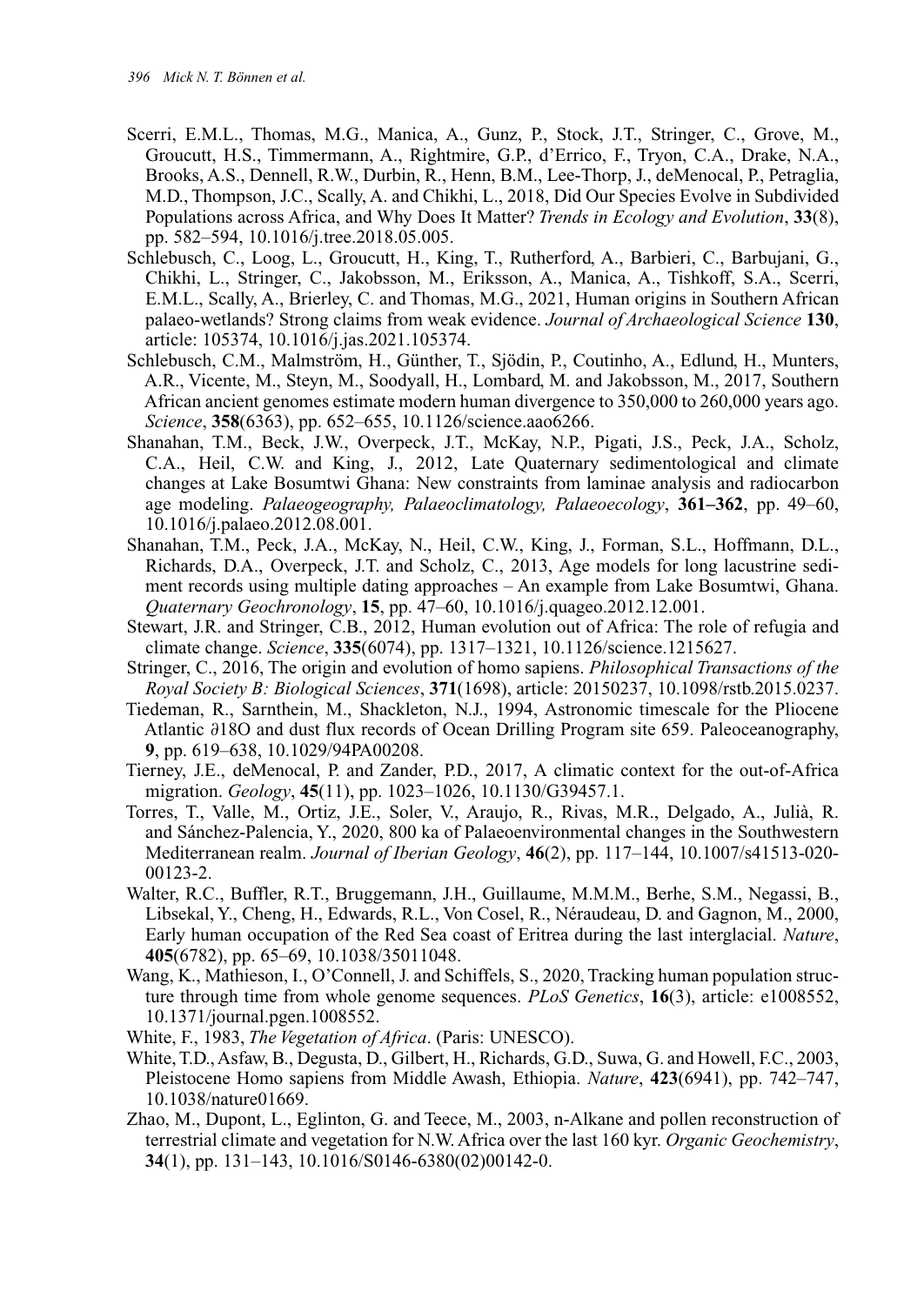Scerri, E.M.L., Thomas, M.G., Manica, A., Gunz, P., Stock, J.T., Stringer, C., Grove, M., Groucutt, H.S., Timmermann, A., Rightmire, G.P., d'Errico, F., Tryon, C.A., Drake, N.A., Brooks, A.S., Dennell, R.W., Durbin, R., Henn, B.M., Lee-Thorp, J., deMenocal, P., Petraglia, M.D., Thompson, J.C., Scally, A. and Chikhi, L., 2018, Did Our Species Evolve in Subdivided Populations across Africa, and Why Does It Matter? *Trends in Ecology and Evolution*, **33**(8), pp. 582–594, 10.1016/j.tree.2018.05.005.

Schlebusch, C., Loog, L., Groucutt, H., King, T., Rutherford, A., Barbieri, C., Barbujani, G., Chikhi, L., Stringer, C., Jakobsson, M., Eriksson, A., Manica, A., Tishkoff, S.A., Scerri, E.M.L., Scally, A., Brierley, C. and Thomas, M.G., 2021, Human origins in Southern African palaeo-wetlands? Strong claims from weak evidence. *Journal of Archaeological Science* **130**, article: 105374, 10.1016/j.jas.2021.105374.

Schlebusch, C.M., Malmström, H., Günther, T., Sjödin, P., Coutinho, A., Edlund, H., Munters, A.R., Vicente, M., Steyn, M., Soodyall, H., Lombard, M. and Jakobsson, M., 2017, Southern African ancient genomes estimate modern human divergence to 350,000 to 260,000 years ago. *Science*, **358**(6363), pp. 652–655, 10.1126/science.aao6266.

Shanahan, T.M., Beck, J.W., Overpeck, J.T., McKay, N.P., Pigati, J.S., Peck, J.A., Scholz, C.A., Heil, C.W. and King, J., 2012, Late Quaternary sedimentological and climate changes at Lake Bosumtwi Ghana: New constraints from laminae analysis and radiocarbon age modeling. *Palaeogeography, Palaeoclimatology, Palaeoecology*, **361–362**, pp. 49–60, 10.1016/j.palaeo.2012.08.001.

Shanahan, T.M., Peck, J.A., McKay, N., Heil, C.W., King, J., Forman, S.L., Hoffmann, D.L., Richards, D.A., Overpeck, J.T. and Scholz, C., 2013, Age models for long lacustrine sediment records using multiple dating approaches – An example from Lake Bosumtwi, Ghana. *Quaternary Geochronology*, **15**, pp. 47–60, 10.1016/j.quageo.2012.12.001.

Stewart, J.R. and Stringer, C.B., 2012, Human evolution out of Africa: The role of refugia and climate change. *Science*, **335**(6074), pp. 1317–1321, 10.1126/science.1215627.

Stringer, C., 2016, The origin and evolution of homo sapiens. *Philosophical Transactions of the Royal Society B: Biological Sciences*, **371**(1698), article: 20150237, 10.1098/rstb.2015.0237.

Tiedeman, R., Sarnthein, M., Shackleton, N.J., 1994, Astronomic timescale for the Pliocene Atlantic ∂18O and dust flux records of Ocean Drilling Program site 659. Paleoceanography, **9**, pp. 619–638, 10.1029/94PA00208.

Tierney, J.E., deMenocal, P. and Zander, P.D., 2017, A climatic context for the out-of-Africa migration. *Geology*, **45**(11), pp. 1023–1026, 10.1130/G39457.1.

Torres, T., Valle, M., Ortiz, J.E., Soler, V., Araujo, R., Rivas, M.R., Delgado, A., Julià, R. and Sánchez-Palencia, Y., 2020, 800 ka of Palaeoenvironmental changes in the Southwestern Mediterranean realm. *Journal of Iberian Geology*, **46**(2), pp. 117–144, 10.1007/s41513-020-00123-2.

Walter, R.C., Buffler, R.T., Bruggemann, J.H., Guillaume, M.M.M., Berhe, S.M., Negassi, B., Libsekal, Y., Cheng, H., Edwards, R.L., Von Cosel, R., Néraudeau, D. and Gagnon, M., 2000, Early human occupation of the Red Sea coast of Eritrea during the last interglacial. *Nature*, **405**(6782), pp. 65–69, 10.1038/35011048.

Wang, K., Mathieson, I., O'Connell, J. and Schiffels, S., 2020, Tracking human population structure through time from whole genome sequences. *PLoS Genetics*, **16**(3), article: e1008552, 10.1371/journal.pgen.1008552.

White, F., 1983, *The Vegetation of Africa*. (Paris: UNESCO).

White, T.D., Asfaw, B., Degusta, D., Gilbert, H., Richards, G.D., Suwa, G. and Howell, F.C., 2003, Pleistocene Homo sapiens from Middle Awash, Ethiopia. *Nature*, **423**(6941), pp. 742–747, 10.1038/nature01669.

Zhao, M., Dupont, L., Eglinton, G. and Teece, M., 2003, n-Alkane and pollen reconstruction of terrestrial climate and vegetation for N.W. Africa over the last 160 kyr. *Organic Geochemistry*, **34**(1), pp. 131–143, 10.1016/S0146-6380(02)00142-0.